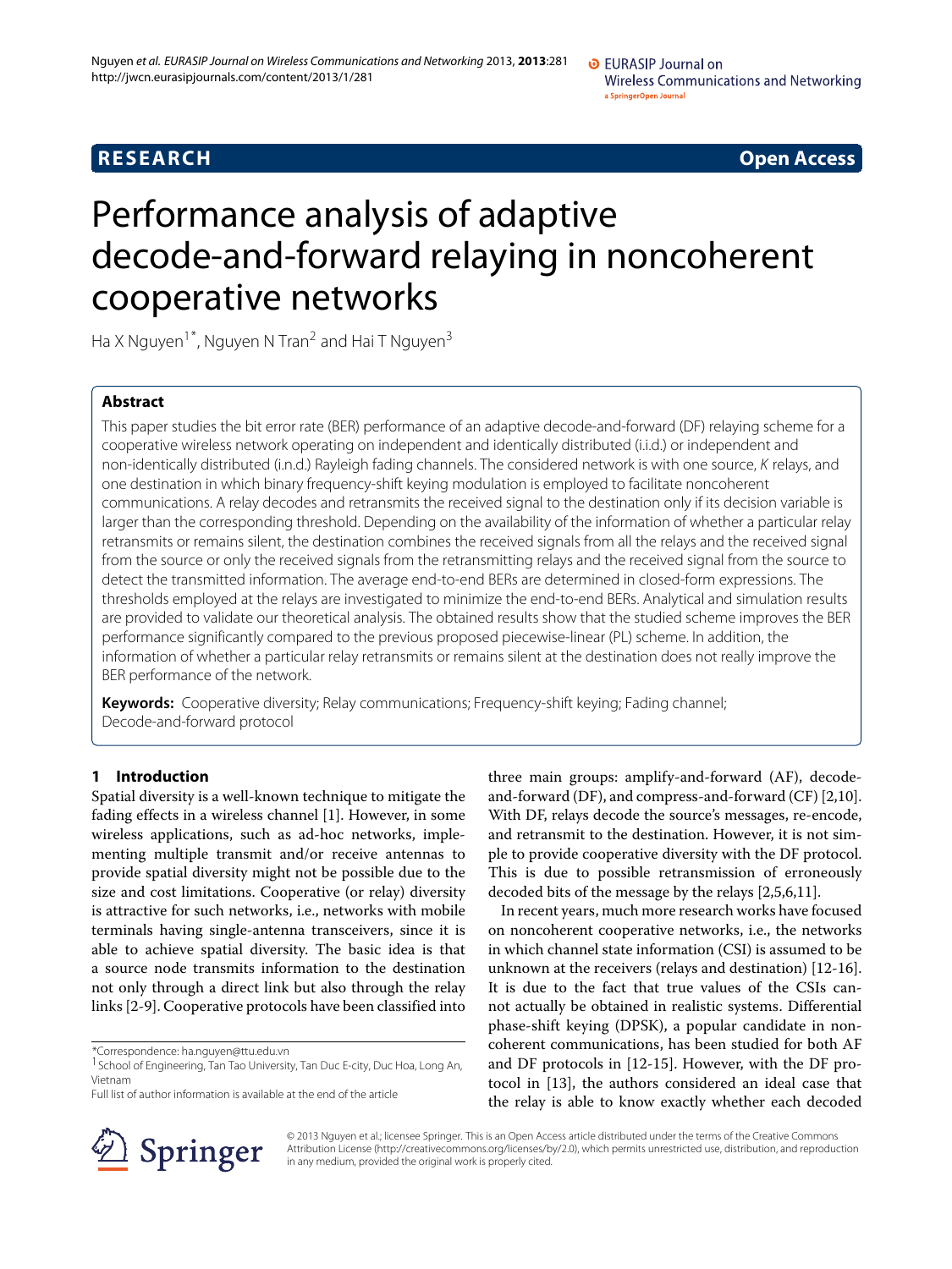**RESEARCH** **Open Access**

# Performance analysis of adaptive decode-and-forward relaying in noncoherent cooperative networks

Ha X Nguyen[1*], Nguyen N Tran[2] and Hai T Nguyen[3]

## Abstract

This paper studies the bit error rate (BER) performance of an adaptive decode-and-forward (DF) relaying scheme for a cooperative wireless network operating on independent and identically distributed (i.i.d.) or independent and non-identically distributed (i.n.d.) Rayleigh fading channels. The considered network is with one source, $K$ relays, and one destination in which binary frequency-shift keying modulation is employed to facilitate noncoherent communications. A relay decodes and retransmits the received signal to the destination only if its decision variable is larger than the corresponding threshold. Depending on the availability of the information of whether a particular relay retransmits or remains silent, the destination combines the received signals from all the relays and the received signal from the source or only the received signals from the retransmitting relays and the received signal from the source to detect the transmitted information. The average end-to-end BERs are determined in closed-form expressions. The thresholds employed at the relays are investigated to minimize the end-to-end BERs. Analytical and simulation results are provided to validate our theoretical analysis. The obtained results show that the studied scheme improves the BER performance significantly compared to the previous proposed piecewise-linear (PL) scheme. In addition, the information of whether a particular relay retransmits or remains silent at the destination does not really improve the BER performance of the network.

**Keywords:** Cooperative diversity; Relay communications; Frequency-shift keying; Fading channel; Decode-and-forward protocol

## 1 Introduction

Spatial diversity is a well-known technique to mitigate the fading effects in a wireless channel [1]. However, in some wireless applications, such as ad-hoc networks, implementing multiple transmit and/or receive antennas to provide spatial diversity might not be possible due to the size and cost limitations. Cooperative (or relay) diversity is attractive for such networks, i.e., networks with mobile terminals having single-antenna transceivers, since it is able to achieve spatial diversity. The basic idea is that a source node transmits information to the destination not only through a direct link but also through the relay links [2-9]. Cooperative protocols have been classified into three main groups: amplify-and-forward (AF), decode-and-forward (DF), and compress-and-forward (CF) [2,10]. With DF, relays decode the source's messages, re-encode, and retransmit to the destination. However, it is not simple to provide cooperative diversity with the DF protocol. This is due to possible retransmission of erroneously decoded bits of the message by the relays [2,5,6,11].

In recent years, much more research works have focused on noncoherent cooperative networks, i.e., the networks in which channel state information (CSI) is assumed to be unknown at the receivers (relays and destination) [12-16]. It is due to the fact that true values of the CSIs cannot actually be obtained in realistic systems. Differential phase-shift keying (DPSK), a popular candidate in noncoherent communications, has been studied for both AF and DF protocols in [12-15]. However, with the DF protocol in [13], the authors considered an ideal case that the relay is able to know exactly whether each decoded

*Correspondence: ha.nguyen@ttu.edu.vn
[1] School of Engineering, Tan Tao University, Tan Duc E-city, Duc Hoa, Long An, Vietnam
Full list of author information is available at the end of the article

© 2013 Nguyen et al.; licensee Springer. This is an Open Access article distributed under the terms of the Creative Commons Attribution License (http://creativecommons.org/licenses/by/2.0), which permits unrestricted use, distribution, and reproduction in any medium, provided the original work is properly cited.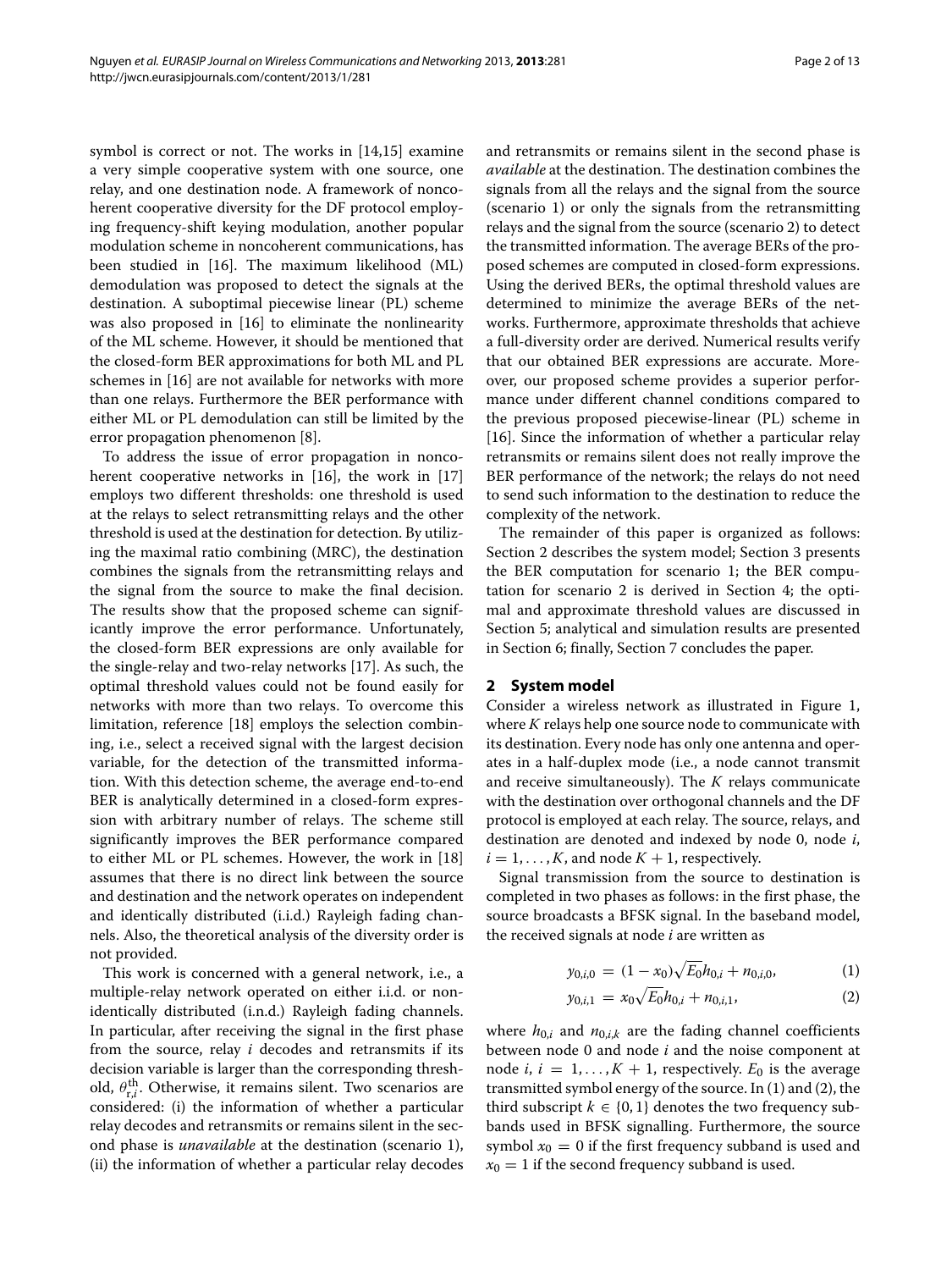symbol is correct or not. The works in [14,15] examine a very simple cooperative system with one source, one relay, and one destination node. A framework of noncoherent cooperative diversity for the DF protocol employing frequency-shift keying modulation, another popular modulation scheme in noncoherent communications, has been studied in [16]. The maximum likelihood (ML) demodulation was proposed to detect the signals at the destination. A suboptimal piecewise linear (PL) scheme was also proposed in [16] to eliminate the nonlinearity of the ML scheme. However, it should be mentioned that the closed-form BER approximations for both ML and PL schemes in [16] are not available for networks with more than one relays. Furthermore the BER performance with either ML or PL demodulation can still be limited by the error propagation phenomenon [8].

To address the issue of error propagation in noncoherent cooperative networks in [16], the work in [17] employs two different thresholds: one threshold is used at the relays to select retransmitting relays and the other threshold is used at the destination for detection. By utilizing the maximal ratio combining (MRC), the destination combines the signals from the retransmitting relays and the signal from the source to make the final decision. The results show that the proposed scheme can significantly improve the error performance. Unfortunately, the closed-form BER expressions are only available for the single-relay and two-relay networks [17]. As such, the optimal threshold values could not be found easily for networks with more than two relays. To overcome this limitation, reference [18] employs the selection combining, i.e., select a received signal with the largest decision variable, for the detection of the transmitted information. With this detection scheme, the average end-to-end BER is analytically determined in a closed-form expression with arbitrary number of relays. The scheme still significantly improves the BER performance compared to either ML or PL schemes. However, the work in [18] assumes that there is no direct link between the source and destination and the network operates on independent and identically distributed (i.i.d.) Rayleigh fading channels. Also, the theoretical analysis of the diversity order is not provided.

This work is concerned with a general network, i.e., a multiple-relay network operated on either i.i.d. or non-identically distributed (i.n.d.) Rayleigh fading channels. In particular, after receiving the signal in the first phase from the source, relay $i$ decodes and retransmits if its decision variable is larger than the corresponding threshold, $\theta^{\text{th}}_{\text{r},i}$. Otherwise, it remains silent. Two scenarios are considered: (i) the information of whether a particular relay decodes and retransmits or remains silent in the second phase is *unavailable* at the destination (scenario 1), (ii) the information of whether a particular relay decodes and retransmits or remains silent in the second phase is *available* at the destination. The destination combines the signals from all the relays and the signal from the source (scenario 1) or only the signals from the retransmitting relays and the signal from the source (scenario 2) to detect the transmitted information. The average BERs of the proposed schemes are computed in closed-form expressions. Using the derived BERs, the optimal threshold values are determined to minimize the average BERs of the networks. Furthermore, approximate thresholds that achieve a full-diversity order are derived. Numerical results verify that our obtained BER expressions are accurate. Moreover, our proposed scheme provides a superior performance under different channel conditions compared to the previous proposed piecewise-linear (PL) scheme in [16]. Since the information of whether a particular relay retransmits or remains silent does not really improve the BER performance of the network; the relays do not need to send such information to the destination to reduce the complexity of the network.

The remainder of this paper is organized as follows: Section 2 describes the system model; Section 3 presents the BER computation for scenario 1; the BER computation for scenario 2 is derived in Section 4; the optimal and approximate threshold values are discussed in Section 5; analytical and simulation results are presented in Section 6; finally, Section 7 concludes the paper.

## 2 System model

Consider a wireless network as illustrated in Figure 1, where $K$ relays help one source node to communicate with its destination. Every node has only one antenna and operates in a half-duplex mode (i.e., a node cannot transmit and receive simultaneously). The $K$ relays communicate with the destination over orthogonal channels and the DF protocol is employed at each relay. The source, relays, and destination are denoted and indexed by node 0, node $i$, $i = 1, \ldots, K$, and node $K + 1$, respectively.

Signal transmission from the source to destination is completed in two phases as follows: in the first phase, the source broadcasts a BFSK signal. In the baseband model, the received signals at node $i$ are written as

$$y_{0,i,0} = (1 - x_0)\sqrt{E_0}h_{0,i} + n_{0,i,0}, \tag{1}$$

$$y_{0,i,1} = x_0\sqrt{E_0}h_{0,i} + n_{0,i,1}, \tag{2}$$

where $h_{0,i}$ and $n_{0,i,k}$ are the fading channel coefficients between node 0 and node $i$ and the noise component at node $i$, $i = 1, \ldots, K + 1$, respectively. $E_0$ is the average transmitted symbol energy of the source. In (1) and (2), the third subscript $k \in \{0, 1\}$ denotes the two frequency subbands used in BFSK signalling. Furthermore, the source symbol $x_0 = 0$ if the first frequency subband is used and $x_0 = 1$ if the second frequency subband is used.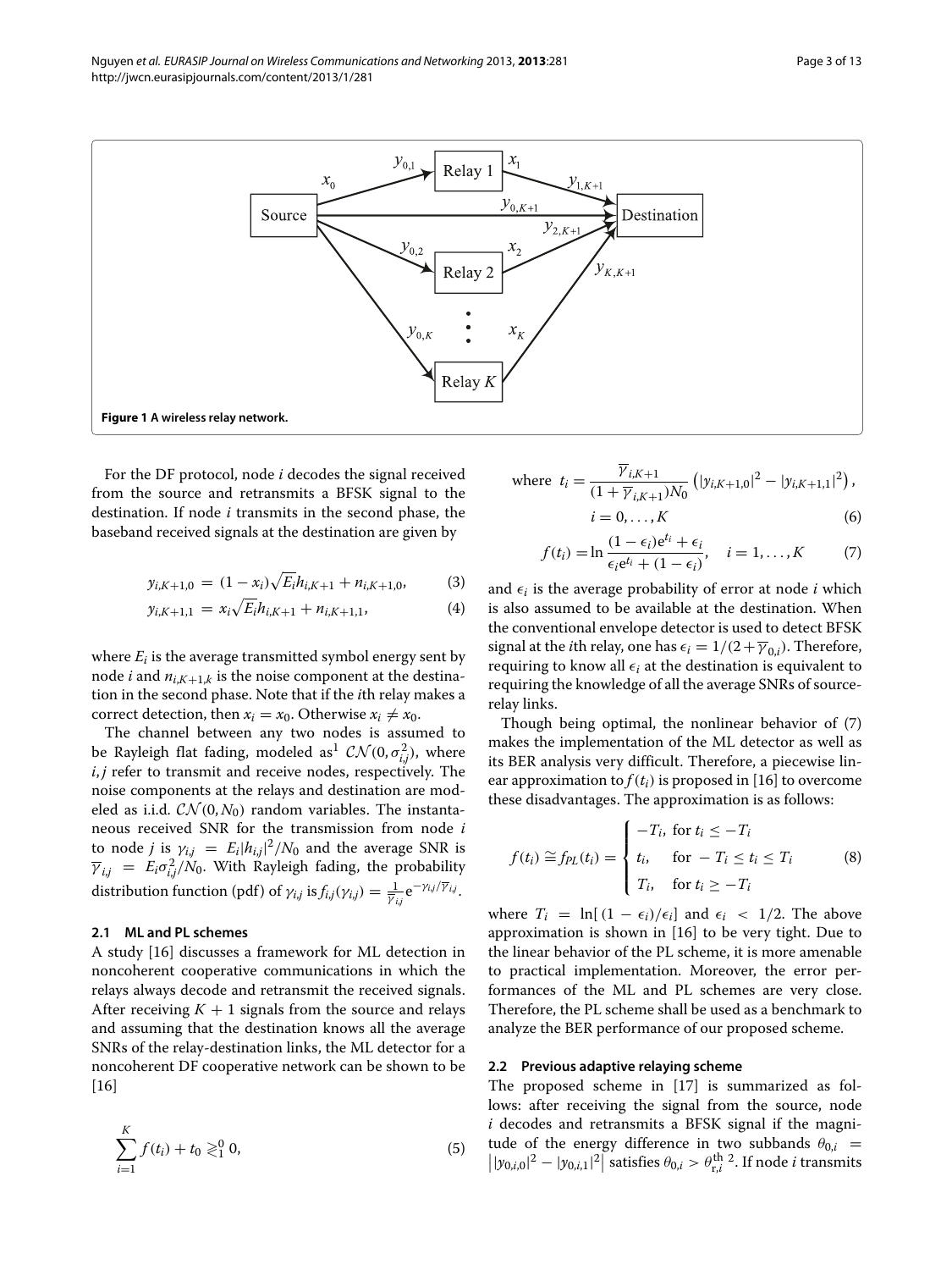Source

Relay 1

Relay 2

Relay $K$

Destination

$x_0$

$y_{0,1}$

$x_1$

$y_{1,K+1}$

$y_{0,K+1}$

$y_{2,K+1}$

$y_{0,2}$

$x_2$

$y_{K,K+1}$

$y_{0,K}$

$x_K$

**Figure 1 A wireless relay network.**

For the DF protocol, node $i$ decodes the signal received from the source and retransmits a BFSK signal to the destination. If node $i$ transmits in the second phase, the baseband received signals at the destination are given by

$$y_{i,K+1,0} = (1 - x_i)\sqrt{E_i}h_{i,K+1} + n_{i,K+1,0}, \tag{3}$$

$$y_{i,K+1,1} = x_i\sqrt{E_i}h_{i,K+1} + n_{i,K+1,1}, \tag{4}$$

where $E_i$ is the average transmitted symbol energy sent by node $i$ and $n_{i,K+1,k}$ is the noise component at the destination in the second phase. Note that if the $i$th relay makes a correct detection, then $x_i = x_0$. Otherwise $x_i \neq x_0$.

The channel between any two nodes is assumed to be Rayleigh flat fading, modeled as[1] $\mathcal{CN}(0, \sigma_{i,j}^2)$, where $i, j$ refer to transmit and receive nodes, respectively. The noise components at the relays and destination are modeled as i.i.d. $\mathcal{CN}(0, N_0)$ random variables. The instantaneous received SNR for the transmission from node $i$ to node $j$ is $\gamma_{i,j} = E_i|h_{i,j}|^2/N_0$ and the average SNR is $\overline{\gamma}_{i,j} = E_i\sigma_{i,j}^2/N_0$. With Rayleigh fading, the probability distribution function (pdf) of $\gamma_{i,j}$ is $f_{i,j}(\gamma_{i,j}) = \frac{1}{\overline{\gamma}_{i,j}}e^{-\gamma_{i,j}/\overline{\gamma}_{i,j}}$.

### 2.1 ML and PL schemes

A study [16] discusses a framework for ML detection in noncoherent cooperative communications in which the relays always decode and retransmit the received signals. After receiving $K + 1$ signals from the source and relays and assuming that the destination knows all the average SNRs of the relay-destination links, the ML detector for a noncoherent DF cooperative network can be shown to be [16]

$$\sum_{i=1}^{K} f(t_i) + t_0 \gtrless_1^0 0, \tag{5}$$

$$\text{where } t_i = \frac{\overline{\gamma}_{i,K+1}}{(1 + \overline{\gamma}_{i,K+1})N_0}\left(|y_{i,K+1,0}|^2 - |y_{i,K+1,1}|^2\right), \quad i = 0, \ldots, K \tag{6}$$

$$f(t_i) = \ln\frac{(1 - \epsilon_i)e^{t_i} + \epsilon_i}{\epsilon_i e^{t_i} + (1 - \epsilon_i)}, \quad i = 1, \ldots, K \tag{7}$$

and $\epsilon_i$ is the average probability of error at node $i$ which is also assumed to be available at the destination. When the conventional envelope detector is used to detect BFSK signal at the $i$th relay, one has $\epsilon_i = 1/(2 + \overline{\gamma}_{0,i})$. Therefore, requiring to know all $\epsilon_i$ at the destination is equivalent to requiring the knowledge of all the average SNRs of source-relay links.

Though being optimal, the nonlinear behavior of (7) makes the implementation of the ML detector as well as its BER analysis very difficult. Therefore, a piecewise linear approximation to $f(t_i)$ is proposed in [16] to overcome these disadvantages. The approximation is as follows:

$$f(t_i) \cong f_{PL}(t_i) = \begin{cases} -T_i, & \text{for } t_i \leq -T_i \\ t_i, & \text{for } -T_i \leq t_i \leq T_i \\ T_i, & \text{for } t_i \geq -T_i \end{cases} \tag{8}$$

where $T_i = \ln[(1 - \epsilon_i)/\epsilon_i]$ and $\epsilon_i < 1/2$. The above approximation is shown in [16] to be very tight. Due to the linear behavior of the PL scheme, it is more amenable to practical implementation. Moreover, the error performances of the ML and PL schemes are very close. Therefore, the PL scheme shall be used as a benchmark to analyze the BER performance of our proposed scheme.

### 2.2 Previous adaptive relaying scheme

The proposed scheme in [17] is summarized as follows: after receiving the signal from the source, node $i$ decodes and retransmits a BFSK signal if the magnitude of the energy difference in two subbands $\theta_{0,i} = \left||y_{0,i,0}|^2 - |y_{0,i,1}|^2\right|$ satisfies $\theta_{0,i} > \theta_{r,i}^{th}$ [2]. If node $i$ transmits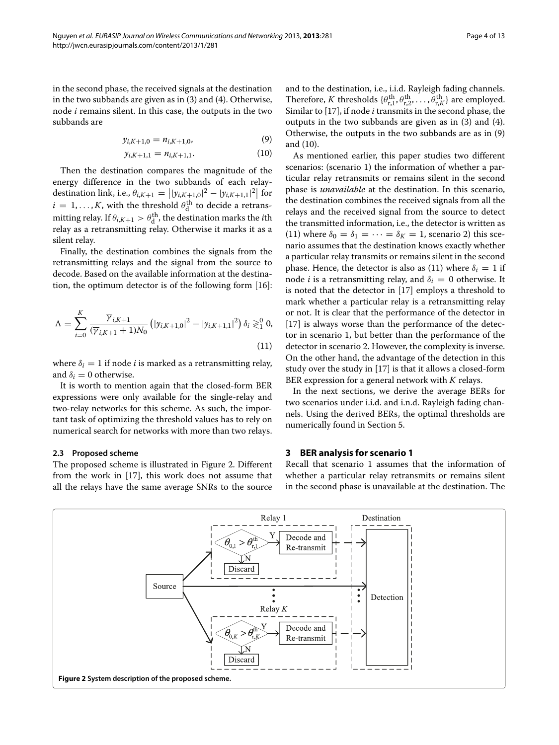in the second phase, the received signals at the destination in the two subbands are given as in (3) and (4). Otherwise, node $i$ remains silent. In this case, the outputs in the two subbands are

$$y_{i,K+1,0} = n_{i,K+1,0}, \tag{9}$$

$$y_{i,K+1,1} = n_{i,K+1,1}. \tag{10}$$

Then the destination compares the magnitude of the energy difference in the two subbands of each relay-destination link, i.e., $\theta_{i,K+1} = \left| |y_{i,K+1,0}|^2 - |y_{i,K+1,1}|^2 \right|$ for $i = 1, \ldots, K$, with the threshold $\theta_{\rm d}^{\rm th}$ to decide a retransmitting relay. If $\theta_{i,K+1} > \theta_{\rm d}^{\rm th}$, the destination marks the $i$th relay as a retransmitting relay. Otherwise it marks it as a silent relay.

Finally, the destination combines the signals from the retransmitting relays and the signal from the source to decode. Based on the available information at the destination, the optimum detector is of the following form [16]:

$$\Lambda = \sum_{i=0}^{K} \frac{\overline{\gamma}_{i,K+1}}{(\overline{\gamma}_{i,K+1}+1)N_0} \left(|y_{i,K+1,0}|^2 - |y_{i,K+1,1}|^2\right) \delta_i \gtrless_1^0 0, \tag{11}$$

where $\delta_i = 1$ if node $i$ is marked as a retransmitting relay, and $\delta_i = 0$ otherwise.

It is worth to mention again that the closed-form BER expressions were only available for the single-relay and two-relay networks for this scheme. As such, the important task of optimizing the threshold values has to rely on numerical search for networks with more than two relays.

### 2.3 Proposed scheme

The proposed scheme is illustrated in Figure 2. Different from the work in [17], this work does not assume that all the relays have the same average SNRs to the source and to the destination, i.e., i.i.d. Rayleigh fading channels. Therefore, $K$ thresholds $\{\theta_{\rm r,1}^{\rm th}, \theta_{\rm r,2}^{\rm th}, \ldots, \theta_{\rm r,K}^{\rm th}\}$ are employed. Similar to [17], if node $i$ transmits in the second phase, the outputs in the two subbands are given as in (3) and (4). Otherwise, the outputs in the two subbands are as in (9) and (10).

As mentioned earlier, this paper studies two different scenarios: (scenario 1) the information of whether a particular relay retransmits or remains silent in the second phase is *unavailable* at the destination. In this scenario, the destination combines the received signals from all the relays and the received signal from the source to detect the transmitted information, i.e., the detector is written as (11) where $\delta_0 = \delta_1 = \cdots = \delta_K = 1$, scenario 2) this scenario assumes that the destination knows exactly whether a particular relay transmits or remains silent in the second phase. Hence, the detector is also as (11) where $\delta_i = 1$ if node $i$ is a retransmitting relay, and $\delta_i = 0$ otherwise. It is noted that the detector in [17] employs a threshold to mark whether a particular relay is a retransmitting relay or not. It is clear that the performance of the detector in [17] is always worse than the performance of the detector in scenario 1, but better than the performance of the detector in scenario 2. However, the complexity is inverse. On the other hand, the advantage of the detection in this study over the study in [17] is that it allows a closed-form BER expression for a general network with $K$ relays.

In the next sections, we derive the average BERs for two scenarios under i.i.d. and i.n.d. Rayleigh fading channels. Using the derived BERs, the optimal thresholds are numerically found in Section 5.

## 3 BER analysis for scenario 1

Recall that scenario 1 assumes that the information of whether a particular relay retransmits or remains silent in the second phase is unavailable at the destination. The

Relay 1

$\theta_{0,1} > \theta_{\rm r,1}^{\rm th}$

Y

N

Decode and Re-transmit

Discard

Source

Relay K

$\theta_{0,K} > \theta_{\rm r,K}^{\rm th}$

Y

N

Decode and Re-transmit

Discard

Destination

Detection

**Figure 2 System description of the proposed scheme.**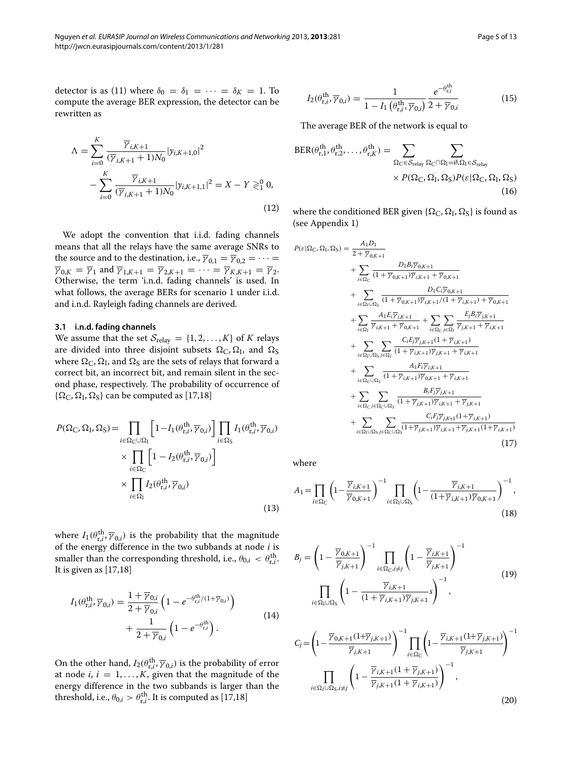detector is as (11) where $\delta_0 = \delta_1 = \cdots = \delta_K = 1$. To compute the average BER expression, the detector can be rewritten as

$$\Lambda = \sum_{i=0}^{K} \frac{\overline{\gamma}_{i,K+1}}{(\overline{\gamma}_{i,K+1}+1)N_0}|y_{i,K+1,0}|^2 - \sum_{i=0}^{K} \frac{\overline{\gamma}_{i,K+1}}{(\overline{\gamma}_{i,K+1}+1)N_0}|y_{i,K+1,1}|^2 = X - Y \gtrless_1^0 0, \tag{12}$$

We adopt the convention that i.i.d. fading channels means that all the relays have the same average SNRs to the source and to the destination, i.e., $\overline{\gamma}_{0,1} = \overline{\gamma}_{0,2} = \cdots = \overline{\gamma}_{0,K} = \overline{\gamma}_1$ and $\overline{\gamma}_{1,K+1} = \overline{\gamma}_{2,K+1} = \cdots = \overline{\gamma}_{K,K+1} = \overline{\gamma}_2$. Otherwise, the term 'i.n.d. fading channels' is used. In what follows, the average BERs for scenario 1 under i.i.d. and i.n.d. Rayleigh fading channels are derived.

### 3.1 i.n.d. fading channels

We assume that the set $\mathcal{S}_{\text{relay}} = \{1, 2, \ldots, K\}$ of $K$ relays are divided into three disjoint subsets $\Omega_{\text{C}}$, $\Omega_{\text{I}}$, and $\Omega_{\text{S}}$ where $\Omega_{\text{C}}$, $\Omega_{\text{I}}$, and $\Omega_{\text{S}}$ are the sets of relays that forward a correct bit, an incorrect bit, and remain silent in the second phase, respectively. The probability of occurrence of $\{\Omega_{\text{C}}, \Omega_{\text{I}}, \Omega_{\text{S}}\}$ can be computed as [17,18]

$$P(\Omega_{\text{C}}, \Omega_{\text{I}}, \Omega_{\text{S}}) = \prod_{i\in\Omega_{\text{C}}\cup\Omega_{\text{I}}} \left[1 - I_1(\theta_{\text{r},i}^{\text{th}}, \overline{\gamma}_{0,i})\right] \prod_{i\in\Omega_{\text{S}}} I_1(\theta_{\text{r},i}^{\text{th}}, \overline{\gamma}_{0,i}) \times \prod_{i\in\Omega_{\text{C}}} \left[1 - I_2(\theta_{\text{r},i}^{\text{th}}, \overline{\gamma}_{0,i})\right] \times \prod_{i\in\Omega_{\text{I}}} I_2(\theta_{\text{r},i}^{\text{th}}, \overline{\gamma}_{0,i}) \tag{13}$$

where $I_1(\theta_{\text{r},i}^{\text{th}}, \overline{\gamma}_{0,i})$ is the probability that the magnitude of the energy difference in the two subbands at node $i$ is smaller than the corresponding threshold, i.e., $\theta_{0,i} < \theta_{\text{r},i}^{\text{th}}$. It is given as [17,18]

$$I_1(\theta_{\text{r},i}^{\text{th}}, \overline{\gamma}_{0,i}) = \frac{1+\overline{\gamma}_{0,i}}{2+\overline{\gamma}_{0,i}}\left(1 - e^{-\theta_{\text{r},i}^{\text{th}}/(1+\overline{\gamma}_{0,i})}\right) + \frac{1}{2+\overline{\gamma}_{0,i}}\left(1 - e^{-\theta_{\text{r},i}^{\text{th}}}\right). \tag{14}$$

On the other hand, $I_2(\theta_{\text{r},i}^{\text{th}}, \overline{\gamma}_{0,i})$ is the probability of error at node $i$, $i = 1, \ldots, K$, given that the magnitude of the energy difference in the two subbands is larger than the threshold, i.e., $\theta_{0,i} > \theta_{\text{r},i}^{\text{th}}$. It is computed as [17,18]

$$I_2(\theta_{\text{r},i}^{\text{th}}, \overline{\gamma}_{0,i}) = \frac{1}{1 - I_1\left(\theta_{\text{r},i}^{\text{th}}, \overline{\gamma}_{0,i}\right)} \frac{e^{-\theta_{\text{r},i}^{\text{th}}}}{2+\overline{\gamma}_{0,i}} \tag{15}$$

The average BER of the network is equal to

$$\text{BER}(\theta_{\text{r},1}^{\text{th}}, \theta_{\text{r},2}^{\text{th}}, \ldots, \theta_{\text{r},K}^{\text{th}}) = \sum_{\Omega_{\text{C}}\in\mathcal{S}_{\text{relay}}} \sum_{\Omega_{\text{C}}\cap\Omega_{\text{I}}=\emptyset, \Omega_{\text{I}}\in\mathcal{S}_{\text{relay}}} \times P(\Omega_{\text{C}}, \Omega_{\text{I}}, \Omega_{\text{S}}) P(\varepsilon|\Omega_{\text{C}}, \Omega_{\text{I}}, \Omega_{\text{S}}) \tag{16}$$

where the conditioned BER given $\{\Omega_{\text{C}}, \Omega_{\text{I}}, \Omega_{\text{S}}\}$ is found as (see Appendix 1)

$$\begin{aligned}
P(\varepsilon|\Omega_{\text{C}}, \Omega_{\text{I}}, \Omega_{\text{S}}) = {} & \frac{A_1 D_1}{2+\overline{\gamma}_{0,K+1}} \\
& + \sum_{i\in\Omega_{\text{C}}} \frac{D_1 B_i \overline{\gamma}_{0,K+1}}{(1+\overline{\gamma}_{0,K+1})\overline{\gamma}_{i,K+1} + \overline{\gamma}_{0,K+1}} \\
& + \sum_{i\in\Omega_{\text{I}}\cup\Omega_{\text{S}}} \frac{D_1 C_i \overline{\gamma}_{0,K+1}}{(1+\overline{\gamma}_{0,K+1})\overline{\gamma}_{i,K+1}/(1+\overline{\gamma}_{i,K+1}) + \overline{\gamma}_{0,K+1}} \\
& + \sum_{i\in\Omega_{\text{I}}} \frac{A_1 E_i \overline{\gamma}_{i,K+1}}{\overline{\gamma}_{i,K+1} + \overline{\gamma}_{0,K+1}} + \sum_{i\in\Omega_{\text{C}}} \sum_{j\in\Omega_{\text{I}}} \frac{E_j B_i \overline{\gamma}_{j,K+1}}{\overline{\gamma}_{j,K+1} + \overline{\gamma}_{i,K+1}} \\
& + \sum_{i\in\Omega_{\text{I}}\cup\Omega_{\text{S}}} \sum_{j\in\Omega_{I}} \frac{C_i E_j \overline{\gamma}_{j,K+1}(1+\overline{\gamma}_{i,K+1})}{(1+\overline{\gamma}_{i,K+1})\overline{\gamma}_{j,K+1} + \overline{\gamma}_{i,K+1}} \\
& + \sum_{i\in\Omega_{\text{C}}\cup\Omega_{S}} \frac{A_1 F_i \overline{\gamma}_{i,K+1}}{(1+\overline{\gamma}_{i,K+1})\overline{\gamma}_{0,K+1} + \overline{\gamma}_{i,K+1}} \\
& + \sum_{i\in\Omega_{\text{C}}} \sum_{j\in\Omega_{\text{C}}\cup\Omega_{\text{S}}} \frac{B_i F_j \overline{\gamma}_{j,K+1}}{(1+\overline{\gamma}_{j,K+1})\overline{\gamma}_{i,K+1} + \overline{\gamma}_{j,K+1}} \\
& + \sum_{i\in\Omega_{\text{I}}\cup\Omega_{\text{S}}} \sum_{j\in\Omega_{\text{C}}\cup\Omega_{\text{S}}} \frac{C_i F_j \overline{\gamma}_{j,K+1}(1+\overline{\gamma}_{i,K+1})}{(1+\overline{\gamma}_{j,K+1})\overline{\gamma}_{i,K+1} + \overline{\gamma}_{j,K+1}(1+\overline{\gamma}_{i,K+1})}
\end{aligned} \tag{17}$$

where

$$A_1 = \prod_{i\in\Omega_{\text{C}}}\left(1 - \frac{\overline{\gamma}_{i,K+1}}{\overline{\gamma}_{0,K+1}}\right)^{-1} \prod_{i\in\Omega_{\text{I}}\cup\Omega_{\text{S}}}\left(1 - \frac{\overline{\gamma}_{i,K+1}}{(1+\overline{\gamma}_{i,K+1})\overline{\gamma}_{0,K+1}}\right)^{-1}, \tag{18}$$

$$B_j = \left(1 - \frac{\overline{\gamma}_{0,K+1}}{\overline{\gamma}_{j,K+1}}\right)^{-1} \prod_{i\in\Omega_{\text{C}}, i\neq j}\left(1 - \frac{\overline{\gamma}_{i,K+1}}{\overline{\gamma}_{j,K+1}}\right)^{-1} \prod_{i\in\Omega_{\text{I}}\cup\Omega_{\text{S}}}\left(1 - \frac{\overline{\gamma}_{i,K+1}}{(1+\overline{\gamma}_{i,K+1})\overline{\gamma}_{j,K+1}} s\right)^{-1}, \tag{19}$$

$$C_j = \left(1 - \frac{\overline{\gamma}_{0,K+1}(1+\overline{\gamma}_{j,K+1})}{\overline{\gamma}_{j,K+1}}\right)^{-1} \prod_{i\in\Omega_{\text{C}}}\left(1 - \frac{\overline{\gamma}_{i,K+1}(1+\overline{\gamma}_{j,K+1})}{\overline{\gamma}_{j,K+1}}\right)^{-1} \prod_{i\in\Omega_{I}\cup\Omega_{\text{S}}, i\neq j}\left(1 - \frac{\overline{\gamma}_{i,K+1}(1+\overline{\gamma}_{j,K+1})}{\overline{\gamma}_{j,K+1}(1+\overline{\gamma}_{i,K+1})}\right)^{-1}, \tag{20}$$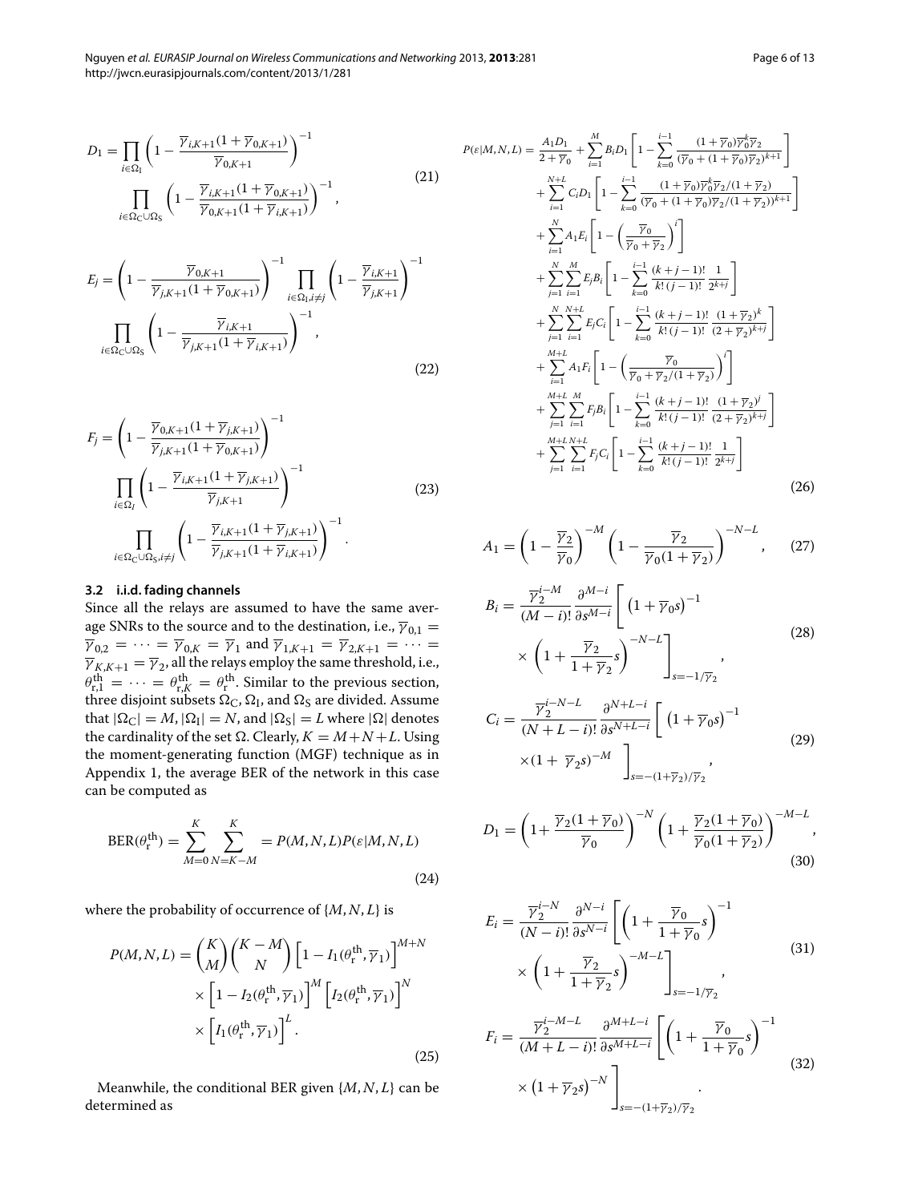$$D_1 = \prod_{i\in\Omega_I}\left(1-\frac{\overline{\gamma}_{i,K+1}(1+\overline{\gamma}_{0,K+1})}{\overline{\gamma}_{0,K+1}}\right)^{-1} \prod_{i\in\Omega_C\cup\Omega_S}\left(1-\frac{\overline{\gamma}_{i,K+1}(1+\overline{\gamma}_{0,K+1})}{\overline{\gamma}_{0,K+1}(1+\overline{\gamma}_{i,K+1})}\right)^{-1}, \tag{21}$$

$$E_j = \left(1-\frac{\overline{\gamma}_{0,K+1}}{\overline{\gamma}_{j,K+1}(1+\overline{\gamma}_{0,K+1})}\right)^{-1} \prod_{i\in\Omega_I,i\neq j}\left(1-\frac{\overline{\gamma}_{i,K+1}}{\overline{\gamma}_{j,K+1}}\right)^{-1} \prod_{i\in\Omega_C\cup\Omega_S}\left(1-\frac{\overline{\gamma}_{i,K+1}}{\overline{\gamma}_{j,K+1}(1+\overline{\gamma}_{i,K+1})}\right)^{-1}, \tag{22}$$

$$F_j = \left(1-\frac{\overline{\gamma}_{0,K+1}(1+\overline{\gamma}_{j,K+1})}{\overline{\gamma}_{j,K+1}(1+\overline{\gamma}_{0,K+1})}\right)^{-1} \prod_{i\in\Omega_I}\left(1-\frac{\overline{\gamma}_{i,K+1}(1+\overline{\gamma}_{j,K+1})}{\overline{\gamma}_{j,K+1}}\right)^{-1} \prod_{i\in\Omega_C\cup\Omega_S,i\neq j}\left(1-\frac{\overline{\gamma}_{i,K+1}(1+\overline{\gamma}_{j,K+1})}{\overline{\gamma}_{j,K+1}(1+\overline{\gamma}_{i,K+1})}\right)^{-1}. \tag{23}$$

### 3.2 i.i.d. fading channels

Since all the relays are assumed to have the same average SNRs to the source and to the destination, i.e., $\overline{\gamma}_{0,1} = \overline{\gamma}_{0,2} = \cdots = \overline{\gamma}_{0,K} = \overline{\gamma}_1$ and $\overline{\gamma}_{1,K+1} = \overline{\gamma}_{2,K+1} = \cdots = \overline{\gamma}_{K,K+1} = \overline{\gamma}_2$, all the relays employ the same threshold, i.e., $\theta^{\rm th}_{{\rm r},1} = \cdots = \theta^{\rm th}_{{\rm r},K} = \theta^{\rm th}_{\rm r}$. Similar to the previous section, three disjoint subsets $\Omega_C$, $\Omega_I$, and $\Omega_S$ are divided. Assume that $|\Omega_C| = M$, $|\Omega_I| = N$, and $|\Omega_S| = L$ where $|\Omega|$ denotes the cardinality of the set $\Omega$. Clearly, $K = M+N+L$. Using the moment-generating function (MGF) technique as in Appendix 1, the average BER of the network in this case can be computed as

$$\mathrm{BER}(\theta^{\rm th}_{\rm r}) = \sum_{M=0}^{K}\sum_{N=K-M}^{K} = P(M,N,L)P(\varepsilon|M,N,L) \tag{24}$$

where the probability of occurrence of $\{M,N,L\}$ is

$$P(M,N,L) = \binom{K}{M}\binom{K-M}{N}\left[1-I_1(\theta^{\rm th}_{\rm r},\overline{\gamma}_1)\right]^{M+N} \times\left[1-I_2(\theta^{\rm th}_{\rm r},\overline{\gamma}_1)\right]^{M}\left[I_2(\theta^{\rm th}_{\rm r},\overline{\gamma}_1)\right]^{N} \times\left[I_1(\theta^{\rm th}_{\rm r},\overline{\gamma}_1)\right]^{L}. \tag{25}$$

Meanwhile, the conditional BER given $\{M,N,L\}$ can be determined as

$$\begin{aligned}
P(\varepsilon|M,N,L) = {} & \frac{A_1D_1}{2+\overline{\gamma}_0} + \sum_{i=1}^{M}B_iD_1\left[1-\sum_{k=0}^{i-1}\frac{(1+\overline{\gamma}_0)\overline{\gamma}_0^k\overline{\gamma}_2}{(\overline{\gamma}_0+(1+\overline{\gamma}_0)\overline{\gamma}_2)^{k+1}}\right] \\
& + \sum_{i=1}^{N+L}C_iD_1\left[1-\sum_{k=0}^{i-1}\frac{(1+\overline{\gamma}_0)\overline{\gamma}_0^k\overline{\gamma}_2/(1+\overline{\gamma}_2)}{(\overline{\gamma}_0+(1+\overline{\gamma}_0)\overline{\gamma}_2/(1+\overline{\gamma}_2))^{k+1}}\right] \\
& + \sum_{i=1}^{N}A_1E_i\left[1-\left(\frac{\overline{\gamma}_0}{\overline{\gamma}_0+\overline{\gamma}_2}\right)^i\right] \\
& + \sum_{j=1}^{N}\sum_{i=1}^{M}E_jB_i\left[1-\sum_{k=0}^{i-1}\frac{(k+j-1)!}{k!\,(j-1)!}\frac{1}{2^{k+j}}\right] \\
& + \sum_{j=1}^{N}\sum_{i=1}^{N+L}E_jC_i\left[1-\sum_{k=0}^{i-1}\frac{(k+j-1)!}{k!\,(j-1)!}\frac{(1+\overline{\gamma}_2)^k}{(2+\overline{\gamma}_2)^{k+j}}\right] \\
& + \sum_{i=1}^{M+L}A_1F_i\left[1-\left(\frac{\overline{\gamma}_0}{\overline{\gamma}_0+\overline{\gamma}_2/(1+\overline{\gamma}_2)}\right)^i\right] \\
& + \sum_{j=1}^{M+L}\sum_{i=1}^{M}F_jB_i\left[1-\sum_{k=0}^{i-1}\frac{(k+j-1)!}{k!\,(j-1)!}\frac{(1+\overline{\gamma}_2)^j}{(2+\overline{\gamma}_2)^{k+j}}\right] \\
& + \sum_{j=1}^{M+L}\sum_{i=1}^{N+L}F_jC_i\left[1-\sum_{k=0}^{i-1}\frac{(k+j-1)!}{k!\,(j-1)!}\frac{1}{2^{k+j}}\right]
\end{aligned} \tag{26}$$

$$A_1 = \left(1-\frac{\overline{\gamma}_2}{\overline{\gamma}_0}\right)^{-M}\left(1-\frac{\overline{\gamma}_2}{\overline{\gamma}_0(1+\overline{\gamma}_2)}\right)^{-N-L}, \tag{27}$$

$$B_i = \frac{\overline{\gamma}_2^{i-M}}{(M-i)!}\frac{\partial^{M-i}}{\partial s^{M-i}}\left[\left(1+\overline{\gamma}_0 s\right)^{-1} \times\left(1+\frac{\overline{\gamma}_2}{1+\overline{\gamma}_2}s\right)^{-N-L}\right]_{s=-1/\overline{\gamma}_2}, \tag{28}$$

$$C_i = \frac{\overline{\gamma}_2^{i-N-L}}{(N+L-i)!}\frac{\partial^{N+L-i}}{\partial s^{N+L-i}}\left[\left(1+\overline{\gamma}_0 s\right)^{-1} \times(1+\overline{\gamma}_2 s)^{-M}\right]_{s=-(1+\overline{\gamma}_2)/\overline{\gamma}_2}, \tag{29}$$

$$D_1 = \left(1+\frac{\overline{\gamma}_2(1+\overline{\gamma}_0)}{\overline{\gamma}_0}\right)^{-N}\left(1+\frac{\overline{\gamma}_2(1+\overline{\gamma}_0)}{\overline{\gamma}_0(1+\overline{\gamma}_2)}\right)^{-M-L}, \tag{30}$$

$$E_i = \frac{\overline{\gamma}_2^{i-N}}{(N-i)!}\frac{\partial^{N-i}}{\partial s^{N-i}}\left[\left(1+\frac{\overline{\gamma}_0}{1+\overline{\gamma}_0}s\right)^{-1} \times\left(1+\frac{\overline{\gamma}_2}{1+\overline{\gamma}_2}s\right)^{-M-L}\right]_{s=-1/\overline{\gamma}_2}, \tag{31}$$

$$F_i = \frac{\overline{\gamma}_2^{i-M-L}}{(M+L-i)!}\frac{\partial^{M+L-i}}{\partial s^{M+L-i}}\left[\left(1+\frac{\overline{\gamma}_0}{1+\overline{\gamma}_0}s\right)^{-1} \times\left(1+\overline{\gamma}_2 s\right)^{-N}\right]_{s=-(1+\overline{\gamma}_2)/\overline{\gamma}_2}. \tag{32}$$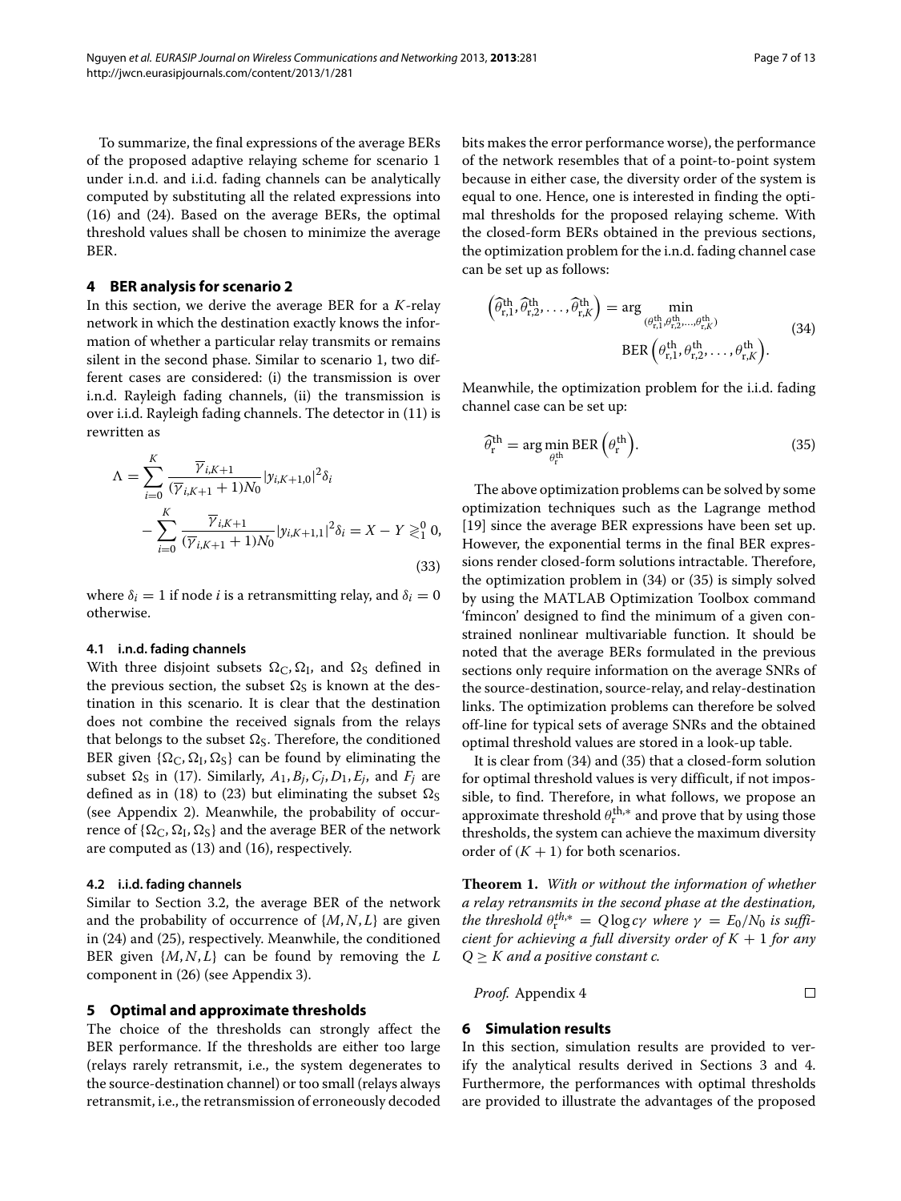To summarize, the final expressions of the average BERs of the proposed adaptive relaying scheme for scenario 1 under i.n.d. and i.i.d. fading channels can be analytically computed by substituting all the related expressions into (16) and (24). Based on the average BERs, the optimal threshold values shall be chosen to minimize the average BER.

## 4 BER analysis for scenario 2

In this section, we derive the average BER for a $K$-relay network in which the destination exactly knows the information of whether a particular relay transmits or remains silent in the second phase. Similar to scenario 1, two different cases are considered: (i) the transmission is over i.n.d. Rayleigh fading channels, (ii) the transmission is over i.i.d. Rayleigh fading channels. The detector in (11) is rewritten as

$$\Lambda = \sum_{i=0}^{K} \frac{\overline{\gamma}_{i,K+1}}{(\overline{\gamma}_{i,K+1}+1)N_0} |y_{i,K+1,0}|^2 \delta_i - \sum_{i=0}^{K} \frac{\overline{\gamma}_{i,K+1}}{(\overline{\gamma}_{i,K+1}+1)N_0} |y_{i,K+1,1}|^2 \delta_i = X - Y \gtrless_1^0 0, \tag{33}$$

where $\delta_i = 1$ if node $i$ is a retransmitting relay, and $\delta_i = 0$ otherwise.

### 4.1 i.n.d. fading channels

With three disjoint subsets $\Omega_C, \Omega_I$, and $\Omega_S$ defined in the previous section, the subset $\Omega_S$ is known at the destination in this scenario. It is clear that the destination does not combine the received signals from the relays that belongs to the subset $\Omega_S$. Therefore, the conditioned BER given $\{\Omega_C, \Omega_I, \Omega_S\}$ can be found by eliminating the subset $\Omega_S$ in (17). Similarly, $A_1, B_j, C_j, D_1, E_j$, and $F_j$ are defined as in (18) to (23) but eliminating the subset $\Omega_S$ (see Appendix 2). Meanwhile, the probability of occurrence of $\{\Omega_C, \Omega_I, \Omega_S\}$ and the average BER of the network are computed as (13) and (16), respectively.

### 4.2 i.i.d. fading channels

Similar to Section 3.2, the average BER of the network and the probability of occurrence of $\{M, N, L\}$ are given in (24) and (25), respectively. Meanwhile, the conditioned BER given $\{M, N, L\}$ can be found by removing the $L$ component in (26) (see Appendix 3).

## 5 Optimal and approximate thresholds

The choice of the thresholds can strongly affect the BER performance. If the thresholds are either too large (relays rarely retransmit, i.e., the system degenerates to the source-destination channel) or too small (relays always retransmit, i.e., the retransmission of erroneously decoded bits makes the error performance worse), the performance of the network resembles that of a point-to-point system because in either case, the diversity order of the system is equal to one. Hence, one is interested in finding the optimal thresholds for the proposed relaying scheme. With the closed-form BERs obtained in the previous sections, the optimization problem for the i.n.d. fading channel case can be set up as follows:

$$\left(\widehat{\theta}_{r,1}^{th}, \widehat{\theta}_{r,2}^{th}, \ldots, \widehat{\theta}_{r,K}^{th}\right) = \arg \min_{(\theta_{r,1}^{th}, \theta_{r,2}^{th}, \ldots, \theta_{r,K}^{th})} \text{BER}\left(\theta_{r,1}^{th}, \theta_{r,2}^{th}, \ldots, \theta_{r,K}^{th}\right). \tag{34}$$

Meanwhile, the optimization problem for the i.i.d. fading channel case can be set up:

$$\widehat{\theta}_r^{th} = \arg\min_{\theta_r^{th}} \text{BER}\left(\theta_r^{th}\right). \tag{35}$$

The above optimization problems can be solved by some optimization techniques such as the Lagrange method [19] since the average BER expressions have been set up. However, the exponential terms in the final BER expressions render closed-form solutions intractable. Therefore, the optimization problem in (34) or (35) is simply solved by using the MATLAB Optimization Toolbox command 'fmincon' designed to find the minimum of a given constrained nonlinear multivariable function. It should be noted that the average BERs formulated in the previous sections only require information on the average SNRs of the source-destination, source-relay, and relay-destination links. The optimization problems can therefore be solved off-line for typical sets of average SNRs and the obtained optimal threshold values are stored in a look-up table.

It is clear from (34) and (35) that a closed-form solution for optimal threshold values is very difficult, if not impossible, to find. Therefore, in what follows, we propose an approximate threshold $\theta_r^{th,*}$ and prove that by using those thresholds, the system can achieve the maximum diversity order of $(K+1)$ for both scenarios.

**Theorem 1.** *With or without the information of whether a relay retransmits in the second phase at the destination, the threshold $\theta_r^{th,*} = Q \log c\gamma$ where $\gamma = E_0/N_0$ is sufficient for achieving a full diversity order of $K+1$ for any $Q \geq K$ and a positive constant c.*

*Proof.* Appendix 4 □

## 6 Simulation results

In this section, simulation results are provided to verify the analytical results derived in Sections 3 and 4. Furthermore, the performances with optimal thresholds are provided to illustrate the advantages of the proposed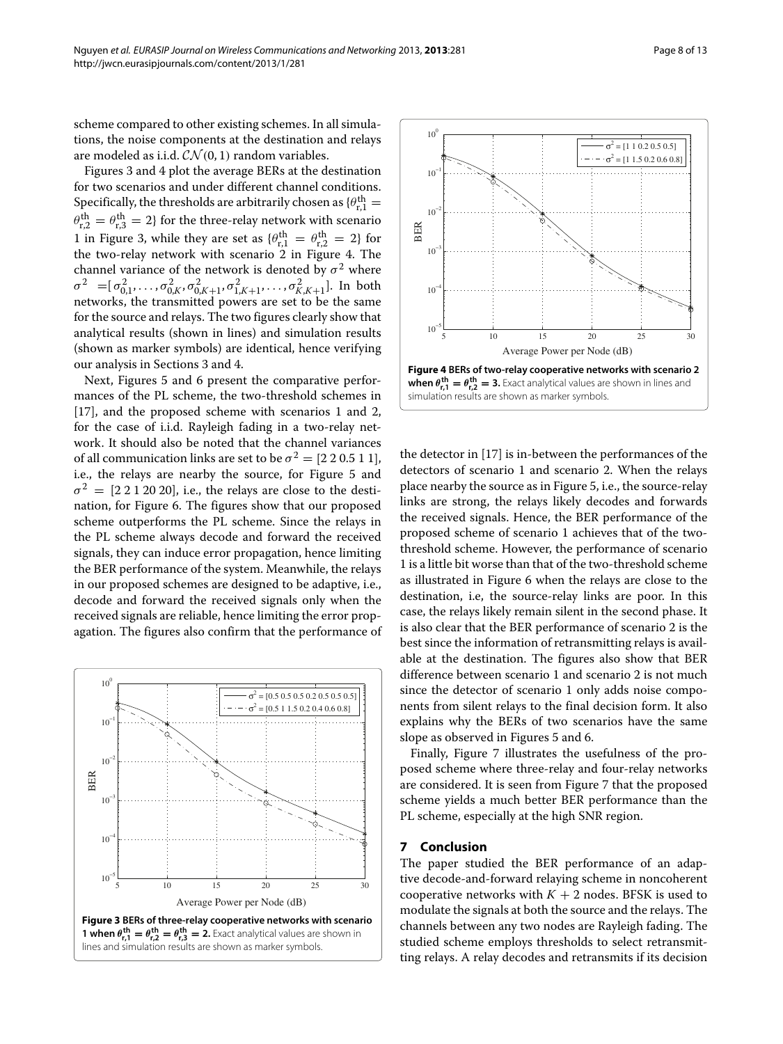scheme compared to other existing schemes. In all simulations, the noise components at the destination and relays are modeled as i.i.d. $\mathcal{CN}(0,1)$ random variables.

Figures 3 and 4 plot the average BERs at the destination for two scenarios and under different channel conditions. Specifically, the thresholds are arbitrarily chosen as $\{\theta_{r,1}^{th} = \theta_{r,2}^{th} = \theta_{r,3}^{th} = 2\}$ for the three-relay network with scenario 1 in Figure 3, while they are set as $\{\theta_{r,1}^{th} = \theta_{r,2}^{th} = 2\}$ for the two-relay network with scenario 2 in Figure 4. The channel variance of the network is denoted by $\sigma^2$ where $\sigma^2 = [\sigma_{0,1}^2, \ldots, \sigma_{0,K}^2, \sigma_{0,K+1}^2, \sigma_{1,K+1}^2, \ldots, \sigma_{K,K+1}^2]$. In both networks, the transmitted powers are set to be the same for the source and relays. The two figures clearly show that analytical results (shown in lines) and simulation results (shown as marker symbols) are identical, hence verifying our analysis in Sections 3 and 4.

Next, Figures 5 and 6 present the comparative performances of the PL scheme, the two-threshold schemes in [17], and the proposed scheme with scenarios 1 and 2, for the case of i.i.d. Rayleigh fading in a two-relay network. It should also be noted that the channel variances of all communication links are set to be $\sigma^2 = [2\ 2\ 0.5\ 1\ 1]$, i.e., the relays are nearby the source, for Figure 5 and $\sigma^2 = [2\ 2\ 1\ 20\ 20]$, i.e., the relays are close to the destination, for Figure 6. The figures show that our proposed scheme outperforms the PL scheme. Since the relays in the PL scheme always decode and forward the received signals, they can induce error propagation, hence limiting the BER performance of the system. Meanwhile, the relays in our proposed schemes are designed to be adaptive, i.e., decode and forward the received signals only when the received signals are reliable, hence limiting the error propagation. The figures also confirm that the performance of

$\sigma^2$ = [0.5 0.5 0.5 0.2 0.5 0.5 0.5]
$\sigma^2$ = [0.5 1 1.5 0.2 0.4 0.6 0.8]
BER
Average Power per Node (dB)

**Figure 3 BERs of three-relay cooperative networks with scenario 1 when $\theta_{r,1}^{th} = \theta_{r,2}^{th} = \theta_{r,3}^{th} = 2$.** Exact analytical values are shown in lines and simulation results are shown as marker symbols.

$\sigma^2$ = [1 1 0.2 0.5 0.5]
$\sigma^2$ = [1 1.5 0.2 0.6 0.8]
BER
Average Power per Node (dB)

**Figure 4 BERs of two-relay cooperative networks with scenario 2 when $\theta_{r,1}^{th} = \theta_{r,2}^{th} = 3$.** Exact analytical values are shown in lines and simulation results are shown as marker symbols.

the detector in [17] is in-between the performances of the detectors of scenario 1 and scenario 2. When the relays place nearby the source as in Figure 5, i.e., the source-relay links are strong, the relays likely decodes and forwards the received signals. Hence, the BER performance of the proposed scheme of scenario 1 achieves that of the two-threshold scheme. However, the performance of scenario 1 is a little bit worse than that of the two-threshold scheme as illustrated in Figure 6 when the relays are close to the destination, i.e, the source-relay links are poor. In this case, the relays likely remain silent in the second phase. It is also clear that the BER performance of scenario 2 is the best since the information of retransmitting relays is available at the destination. The figures also show that BER difference between scenario 1 and scenario 2 is not much since the detector of scenario 1 only adds noise components from silent relays to the final decision form. It also explains why the BERs of two scenarios have the same slope as observed in Figures 5 and 6.

Finally, Figure 7 illustrates the usefulness of the proposed scheme where three-relay and four-relay networks are considered. It is seen from Figure 7 that the proposed scheme yields a much better BER performance than the PL scheme, especially at the high SNR region.

## 7 Conclusion

The paper studied the BER performance of an adaptive decode-and-forward relaying scheme in noncoherent cooperative networks with $K + 2$ nodes. BFSK is used to modulate the signals at both the source and the relays. The channels between any two nodes are Rayleigh fading. The studied scheme employs thresholds to select retransmitting relays. A relay decodes and retransmits if its decision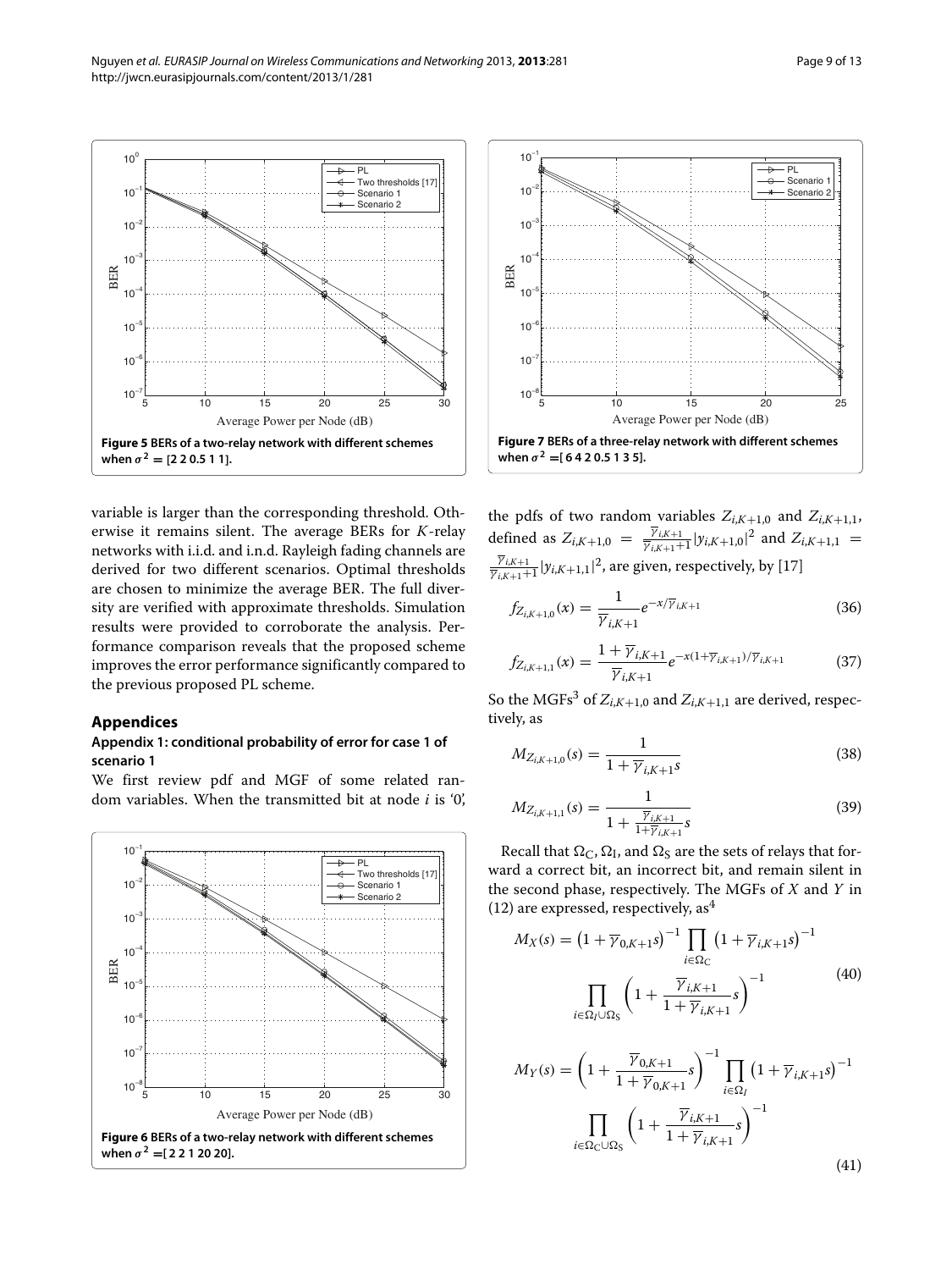10^0
10^-1
10^-2
10^-3
10^-4
10^-5
10^-6
10^-7
BER
5 10 15 20 25 30
Average Power per Node (dB)
PL
Two thresholds [17]
Scenario 1
Scenario 2

**Figure 5 BERs of a two-relay network with different schemes when $\sigma^2 = [2\ 2\ 0.5\ 1\ 1]$.**

10^-1
10^-2
10^-3
10^-4
10^-5
10^-6
10^-7
10^-8
BER
5 10 15 20 25
Average Power per Node (dB)
PL
Scenario 1
Scenario 2

**Figure 7 BERs of a three-relay network with different schemes when $\sigma^2 =[6\ 4\ 2\ 0.5\ 1\ 3\ 5]$.**

variable is larger than the corresponding threshold. Otherwise it remains silent. The average BERs for $K$-relay networks with i.i.d. and i.n.d. Rayleigh fading channels are derived for two different scenarios. Optimal thresholds are chosen to minimize the average BER. The full diversity are verified with approximate thresholds. Simulation results were provided to corroborate the analysis. Performance comparison reveals that the proposed scheme improves the error performance significantly compared to the previous proposed PL scheme.

## Appendices

### Appendix 1: conditional probability of error for case 1 of scenario 1

We first review pdf and MGF of some related random variables. When the transmitted bit at node $i$ is '0', the pdfs of two random variables $Z_{i,K+1,0}$ and $Z_{i,K+1,1}$, defined as $Z_{i,K+1,0} = \frac{\overline{\gamma}_{i,K+1}}{\overline{\gamma}_{i,K+1}+1}|y_{i,K+1,0}|^2$ and $Z_{i,K+1,1} = \frac{\overline{\gamma}_{i,K+1}}{\overline{\gamma}_{i,K+1}+1}|y_{i,K+1,1}|^2$, are given, respectively, by [17]

$$f_{Z_{i,K+1,0}}(x) = \frac{1}{\overline{\gamma}_{i,K+1}} e^{-x/\overline{\gamma}_{i,K+1}} \tag{36}$$

$$f_{Z_{i,K+1,1}}(x) = \frac{1+\overline{\gamma}_{i,K+1}}{\overline{\gamma}_{i,K+1}} e^{-x(1+\overline{\gamma}_{i,K+1})/\overline{\gamma}_{i,K+1}} \tag{37}$$

So the MGFs[3] of $Z_{i,K+1,0}$ and $Z_{i,K+1,1}$ are derived, respectively, as

$$M_{Z_{i,K+1,0}}(s) = \frac{1}{1+\overline{\gamma}_{i,K+1}s} \tag{38}$$

$$M_{Z_{i,K+1,1}}(s) = \frac{1}{1+\frac{\overline{\gamma}_{i,K+1}}{1+\overline{\gamma}_{i,K+1}}s} \tag{39}$$

Recall that $\Omega_{\mathrm{C}}$, $\Omega_{\mathrm{I}}$, and $\Omega_{\mathrm{S}}$ are the sets of relays that forward a correct bit, an incorrect bit, and remain silent in the second phase, respectively. The MGFs of $X$ and $Y$ in (12) are expressed, respectively, as[4]

$$M_X(s) = \left(1+\overline{\gamma}_{0,K+1}s\right)^{-1} \prod_{i\in\Omega_{\mathrm{C}}} \left(1+\overline{\gamma}_{i,K+1}s\right)^{-1} \prod_{i\in\Omega_I\cup\Omega_{\mathrm{S}}} \left(1+\frac{\overline{\gamma}_{i,K+1}}{1+\overline{\gamma}_{i,K+1}}s\right)^{-1} \tag{40}$$

$$M_Y(s) = \left(1+\frac{\overline{\gamma}_{0,K+1}}{1+\overline{\gamma}_{0,K+1}}s\right)^{-1} \prod_{i\in\Omega_I} \left(1+\overline{\gamma}_{i,K+1}s\right)^{-1} \prod_{i\in\Omega_{\mathrm{C}}\cup\Omega_{\mathrm{S}}} \left(1+\frac{\overline{\gamma}_{i,K+1}}{1+\overline{\gamma}_{i,K+1}}s\right)^{-1} \tag{41}$$

10^-1
10^-2
10^-3
10^-4
10^-5
10^-6
10^-7
10^-8
BER
5 10 15 20 25 30
Average Power per Node (dB)
PL
Two thresholds [17]
Scenario 1
Scenario 2

**Figure 6 BERs of a two-relay network with different schemes when $\sigma^2 =[2\ 2\ 1\ 20\ 20]$.**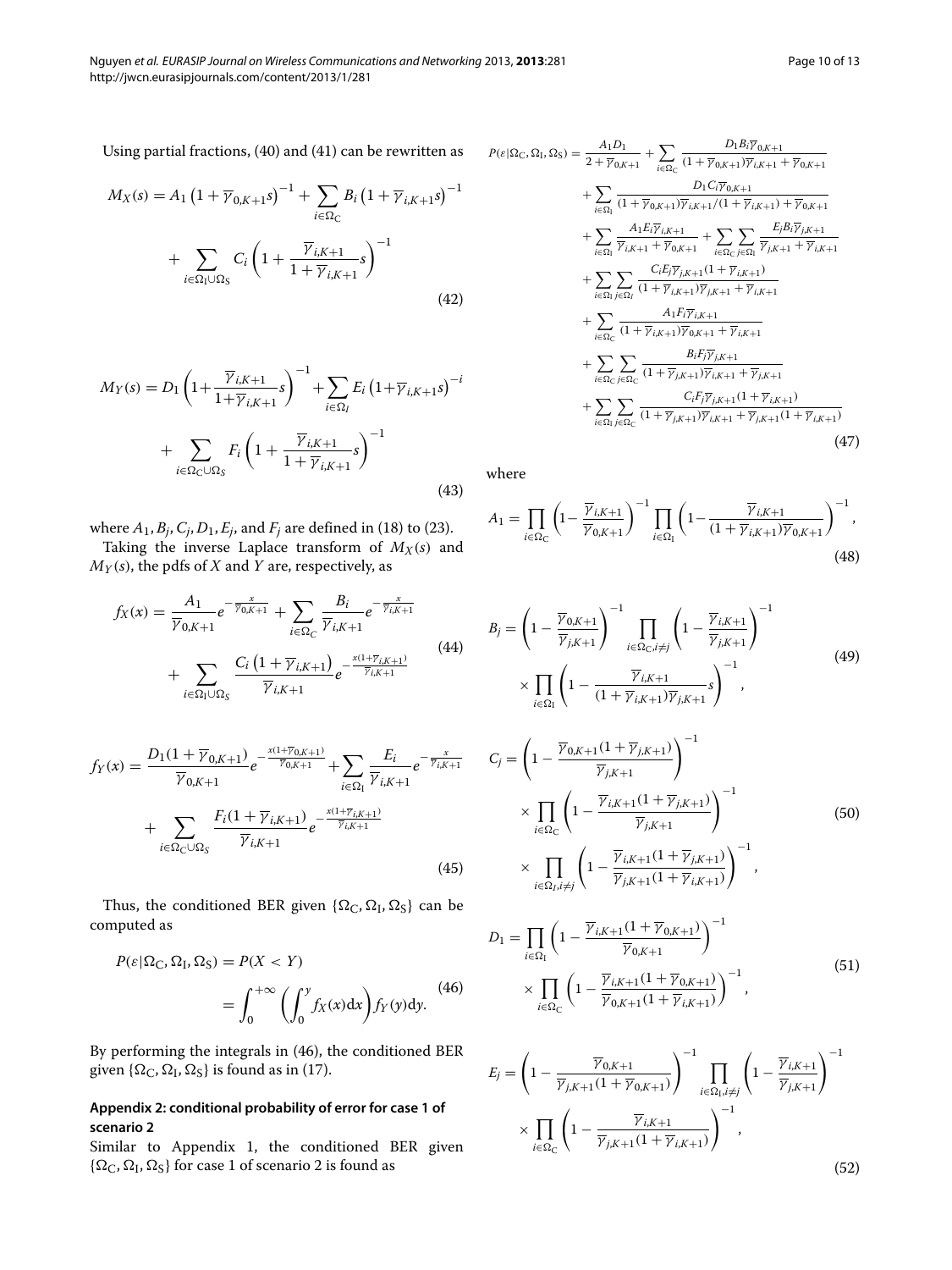Using partial fractions, (40) and (41) can be rewritten as

$$M_X(s) = A_1\left(1+\overline{\gamma}_{0,K+1}s\right)^{-1} + \sum_{i\in\Omega_C} B_i\left(1+\overline{\gamma}_{i,K+1}s\right)^{-1} + \sum_{i\in\Omega_I\cup\Omega_S} C_i\left(1+\frac{\overline{\gamma}_{i,K+1}}{1+\overline{\gamma}_{i,K+1}}s\right)^{-1} \tag{42}$$

$$M_Y(s) = D_1\left(1+\frac{\overline{\gamma}_{i,K+1}}{1+\overline{\gamma}_{i,K+1}}s\right)^{-1} + \sum_{i\in\Omega_I} E_i\left(1+\overline{\gamma}_{i,K+1}s\right)^{-i} + \sum_{i\in\Omega_C\cup\Omega_S} F_i\left(1+\frac{\overline{\gamma}_{i,K+1}}{1+\overline{\gamma}_{i,K+1}}s\right)^{-1} \tag{43}$$

where $A_1, B_j, C_j, D_1, E_j$, and $F_j$ are defined in (18) to (23).

Taking the inverse Laplace transform of $M_X(s)$ and $M_Y(s)$, the pdfs of $X$ and $Y$ are, respectively, as

$$f_X(x) = \frac{A_1}{\overline{\gamma}_{0,K+1}}e^{-\frac{x}{\overline{\gamma}_{0,K+1}}} + \sum_{i\in\Omega_C}\frac{B_i}{\overline{\gamma}_{i,K+1}}e^{-\frac{x}{\overline{\gamma}_{i,K+1}}} + \sum_{i\in\Omega_I\cup\Omega_S}\frac{C_i\left(1+\overline{\gamma}_{i,K+1}\right)}{\overline{\gamma}_{i,K+1}}e^{-\frac{x(1+\overline{\gamma}_{i,K+1})}{\overline{\gamma}_{i,K+1}}} \tag{44}$$

$$f_Y(x) = \frac{D_1(1+\overline{\gamma}_{0,K+1})}{\overline{\gamma}_{0,K+1}}e^{-\frac{x(1+\overline{\gamma}_{0,K+1})}{\overline{\gamma}_{0,K+1}}} + \sum_{i\in\Omega_I}\frac{E_i}{\overline{\gamma}_{i,K+1}}e^{-\frac{x}{\overline{\gamma}_{i,K+1}}} + \sum_{i\in\Omega_C\cup\Omega_S}\frac{F_i(1+\overline{\gamma}_{i,K+1})}{\overline{\gamma}_{i,K+1}}e^{-\frac{x(1+\overline{\gamma}_{i,K+1})}{\overline{\gamma}_{i,K+1}}} \tag{45}$$

Thus, the conditioned BER given $\{\Omega_C, \Omega_I, \Omega_S\}$ can be computed as

$$P(\varepsilon|\Omega_C, \Omega_I, \Omega_S) = P(X < Y) = \int_0^{+\infty}\left(\int_0^y f_X(x)\mathrm{d}x\right) f_Y(y)\mathrm{d}y. \tag{46}$$

By performing the integrals in (46), the conditioned BER given $\{\Omega_C, \Omega_I, \Omega_S\}$ is found as in (17).

### Appendix 2: conditional probability of error for case 1 of scenario 2

Similar to Appendix 1, the conditioned BER given $\{\Omega_C, \Omega_I, \Omega_S\}$ for case 1 of scenario 2 is found as

$$\begin{aligned}
P(\varepsilon|\Omega_C, \Omega_I, \Omega_S) = {} & \frac{A_1D_1}{2+\overline{\gamma}_{0,K+1}} + \sum_{i\in\Omega_C}\frac{D_1B_i\overline{\gamma}_{0,K+1}}{(1+\overline{\gamma}_{0,K+1})\overline{\gamma}_{i,K+1}+\overline{\gamma}_{0,K+1}} \\
& + \sum_{i\in\Omega_I}\frac{D_1C_i\overline{\gamma}_{0,K+1}}{(1+\overline{\gamma}_{0,K+1})\overline{\gamma}_{i,K+1}/(1+\overline{\gamma}_{i,K+1})+\overline{\gamma}_{0,K+1}} \\
& + \sum_{i\in\Omega_I}\frac{A_1E_i\overline{\gamma}_{i,K+1}}{\overline{\gamma}_{i,K+1}+\overline{\gamma}_{0,K+1}} + \sum_{i\in\Omega_C}\sum_{j\in\Omega_I}\frac{E_jB_i\overline{\gamma}_{j,K+1}}{\overline{\gamma}_{j,K+1}+\overline{\gamma}_{i,K+1}} \\
& + \sum_{i\in\Omega_I}\sum_{j\in\Omega_I}\frac{C_iE_j\overline{\gamma}_{j,K+1}(1+\overline{\gamma}_{i,K+1})}{(1+\overline{\gamma}_{i,K+1})\overline{\gamma}_{j,K+1}+\overline{\gamma}_{i,K+1}} \\
& + \sum_{i\in\Omega_C}\frac{A_1F_i\overline{\gamma}_{i,K+1}}{(1+\overline{\gamma}_{i,K+1})\overline{\gamma}_{0,K+1}+\overline{\gamma}_{i,K+1}} \\
& + \sum_{i\in\Omega_C}\sum_{j\in\Omega_C}\frac{B_iF_j\overline{\gamma}_{j,K+1}}{(1+\overline{\gamma}_{j,K+1})\overline{\gamma}_{i,K+1}+\overline{\gamma}_{j,K+1}} \\
& + \sum_{i\in\Omega_I}\sum_{j\in\Omega_C}\frac{C_iF_j\overline{\gamma}_{j,K+1}(1+\overline{\gamma}_{i,K+1})}{(1+\overline{\gamma}_{j,K+1})\overline{\gamma}_{i,K+1}+\overline{\gamma}_{j,K+1}(1+\overline{\gamma}_{i,K+1})}
\end{aligned} \tag{47}$$

where

$$A_1 = \prod_{i\in\Omega_C}\left(1-\frac{\overline{\gamma}_{i,K+1}}{\overline{\gamma}_{0,K+1}}\right)^{-1}\prod_{i\in\Omega_I}\left(1-\frac{\overline{\gamma}_{i,K+1}}{(1+\overline{\gamma}_{i,K+1})\overline{\gamma}_{0,K+1}}\right)^{-1}, \tag{48}$$

$$B_j = \left(1-\frac{\overline{\gamma}_{0,K+1}}{\overline{\gamma}_{j,K+1}}\right)^{-1}\prod_{i\in\Omega_C, i\neq j}\left(1-\frac{\overline{\gamma}_{i,K+1}}{\overline{\gamma}_{j,K+1}}\right)^{-1} \times \prod_{i\in\Omega_I}\left(1-\frac{\overline{\gamma}_{i,K+1}}{(1+\overline{\gamma}_{i,K+1})\overline{\gamma}_{j,K+1}}s\right)^{-1}, \tag{49}$$

$$C_j = \left(1-\frac{\overline{\gamma}_{0,K+1}(1+\overline{\gamma}_{j,K+1})}{\overline{\gamma}_{j,K+1}}\right)^{-1} \times \prod_{i\in\Omega_C}\left(1-\frac{\overline{\gamma}_{i,K+1}(1+\overline{\gamma}_{j,K+1})}{\overline{\gamma}_{j,K+1}}\right)^{-1} \times \prod_{i\in\Omega_I, i\neq j}\left(1-\frac{\overline{\gamma}_{i,K+1}(1+\overline{\gamma}_{j,K+1})}{\overline{\gamma}_{j,K+1}(1+\overline{\gamma}_{i,K+1})}\right)^{-1}, \tag{50}$$

$$D_1 = \prod_{i\in\Omega_I}\left(1-\frac{\overline{\gamma}_{i,K+1}(1+\overline{\gamma}_{0,K+1})}{\overline{\gamma}_{0,K+1}}\right)^{-1} \times \prod_{i\in\Omega_C}\left(1-\frac{\overline{\gamma}_{i,K+1}(1+\overline{\gamma}_{0,K+1})}{\overline{\gamma}_{0,K+1}(1+\overline{\gamma}_{i,K+1})}\right)^{-1}, \tag{51}$$

$$E_j = \left(1-\frac{\overline{\gamma}_{0,K+1}}{\overline{\gamma}_{j,K+1}(1+\overline{\gamma}_{0,K+1})}\right)^{-1}\prod_{i\in\Omega_I, i\neq j}\left(1-\frac{\overline{\gamma}_{i,K+1}}{\overline{\gamma}_{j,K+1}}\right)^{-1} \times \prod_{i\in\Omega_C}\left(1-\frac{\overline{\gamma}_{i,K+1}}{\overline{\gamma}_{j,K+1}(1+\overline{\gamma}_{i,K+1})}\right)^{-1}, \tag{52}$$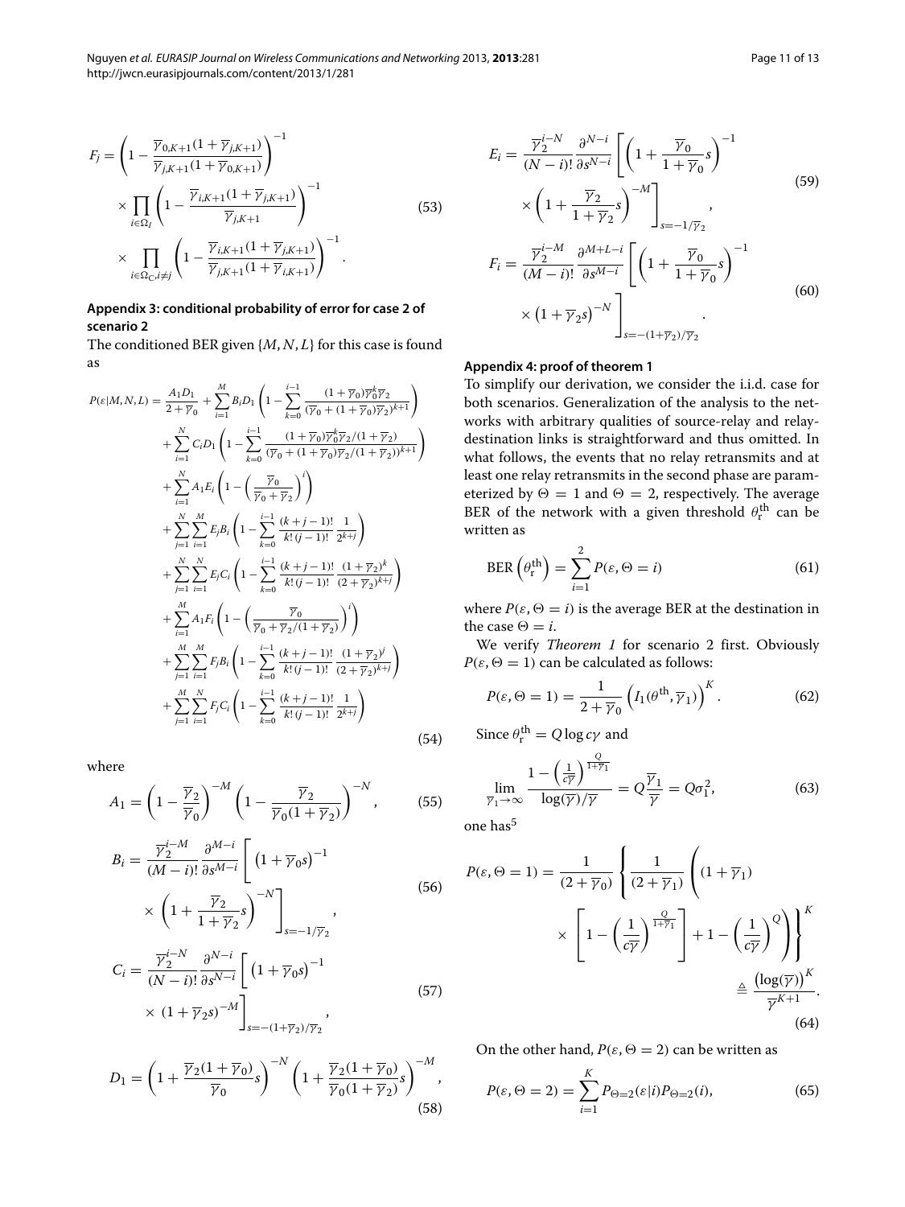$$F_j = \left(1 - \frac{\overline{\gamma}_{0,K+1}(1+\overline{\gamma}_{j,K+1})}{\overline{\gamma}_{j,K+1}(1+\overline{\gamma}_{0,K+1})}\right)^{-1} \times \prod_{i\in\Omega_I}\left(1 - \frac{\overline{\gamma}_{i,K+1}(1+\overline{\gamma}_{j,K+1})}{\overline{\gamma}_{j,K+1}}\right)^{-1} \times \prod_{i\in\Omega_C, i\neq j}\left(1 - \frac{\overline{\gamma}_{i,K+1}(1+\overline{\gamma}_{j,K+1})}{\overline{\gamma}_{j,K+1}(1+\overline{\gamma}_{i,K+1})}\right)^{-1}. \tag{53}$$

## Appendix 3: conditional probability of error for case 2 of scenario 2

The conditioned BER given $\{M,N,L\}$ for this case is found as

$$\begin{aligned}
P(\varepsilon|M,N,L) = {} & \frac{A_1 D_1}{2+\overline{\gamma}_0} + \sum_{i=1}^{M} B_i D_1 \left(1 - \sum_{k=0}^{i-1} \frac{(1+\overline{\gamma}_0)\overline{\gamma}_0^k \overline{\gamma}_2}{(\overline{\gamma}_0 + (1+\overline{\gamma}_0)\overline{\gamma}_2)^{k+1}}\right) \\
& + \sum_{i=1}^{N} C_i D_1 \left(1 - \sum_{k=0}^{i-1} \frac{(1+\overline{\gamma}_0)\overline{\gamma}_0^k \overline{\gamma}_2/(1+\overline{\gamma}_2)}{(\overline{\gamma}_0 + (1+\overline{\gamma}_0)\overline{\gamma}_2/(1+\overline{\gamma}_2))^{k+1}}\right) \\
& + \sum_{i=1}^{N} A_1 E_i \left(1 - \left(\frac{\overline{\gamma}_0}{\overline{\gamma}_0 + \overline{\gamma}_2}\right)^i\right) \\
& + \sum_{j=1}^{N}\sum_{i=1}^{M} E_j B_i \left(1 - \sum_{k=0}^{i-1} \frac{(k+j-1)!}{k!\,(j-1)!}\frac{1}{2^{k+j}}\right) \\
& + \sum_{j=1}^{N}\sum_{i=1}^{N} E_j C_i \left(1 - \sum_{k=0}^{i-1} \frac{(k+j-1)!}{k!\,(j-1)!}\frac{(1+\overline{\gamma}_2)^k}{(2+\overline{\gamma}_2)^{k+j}}\right) \\
& + \sum_{i=1}^{M} A_1 F_i \left(1 - \left(\frac{\overline{\gamma}_0}{\overline{\gamma}_0 + \overline{\gamma}_2/(1+\overline{\gamma}_2)}\right)^i\right) \\
& + \sum_{j=1}^{M}\sum_{i=1}^{M} F_j B_i \left(1 - \sum_{k=0}^{i-1} \frac{(k+j-1)!}{k!\,(j-1)!}\frac{(1+\overline{\gamma}_2)^j}{(2+\overline{\gamma}_2)^{k+j}}\right) \\
& + \sum_{j=1}^{M}\sum_{i=1}^{N} F_j C_i \left(1 - \sum_{k=0}^{i-1} \frac{(k+j-1)!}{k!\,(j-1)!}\frac{1}{2^{k+j}}\right)
\end{aligned} \tag{54}$$

where

$$A_1 = \left(1 - \frac{\overline{\gamma}_2}{\overline{\gamma}_0}\right)^{-M}\left(1 - \frac{\overline{\gamma}_2}{\overline{\gamma}_0(1+\overline{\gamma}_2)}\right)^{-N}, \tag{55}$$

$$B_i = \frac{\overline{\gamma}_2^{i-M}}{(M-i)!}\frac{\partial^{M-i}}{\partial s^{M-i}}\left[\left(1+\overline{\gamma}_0 s\right)^{-1} \times \left(1 + \frac{\overline{\gamma}_2}{1+\overline{\gamma}_2}s\right)^{-N}\right]_{s=-1/\overline{\gamma}_2}, \tag{56}$$

$$C_i = \frac{\overline{\gamma}_2^{i-N}}{(N-i)!}\frac{\partial^{N-i}}{\partial s^{N-i}}\left[\left(1+\overline{\gamma}_0 s\right)^{-1} \times \left(1+\overline{\gamma}_2 s\right)^{-M}\right]_{s=-(1+\overline{\gamma}_2)/\overline{\gamma}_2}, \tag{57}$$

$$D_1 = \left(1 + \frac{\overline{\gamma}_2(1+\overline{\gamma}_0)}{\overline{\gamma}_0}s\right)^{-N}\left(1 + \frac{\overline{\gamma}_2(1+\overline{\gamma}_0)}{\overline{\gamma}_0(1+\overline{\gamma}_2)}s\right)^{-M}, \tag{58}$$

$$E_i = \frac{\overline{\gamma}_2^{i-N}}{(N-i)!}\frac{\partial^{N-i}}{\partial s^{N-i}}\left[\left(1 + \frac{\overline{\gamma}_0}{1+\overline{\gamma}_0}s\right)^{-1} \times \left(1 + \frac{\overline{\gamma}_2}{1+\overline{\gamma}_2}s\right)^{-M}\right]_{s=-1/\overline{\gamma}_2}, \tag{59}$$

$$F_i = \frac{\overline{\gamma}_2^{i-M}}{(M-i)!}\frac{\partial^{M+L-i}}{\partial s^{M-i}}\left[\left(1 + \frac{\overline{\gamma}_0}{1+\overline{\gamma}_0}s\right)^{-1} \times \left(1+\overline{\gamma}_2 s\right)^{-N}\right]_{s=-(1+\overline{\gamma}_2)/\overline{\gamma}_2}. \tag{60}$$

## Appendix 4: proof of theorem 1

To simplify our derivation, we consider the i.i.d. case for both scenarios. Generalization of the analysis to the networks with arbitrary qualities of source-relay and relay-destination links is straightforward and thus omitted. In what follows, the events that no relay retransmits and at least one relay retransmits in the second phase are parameterized by $\Theta = 1$ and $\Theta = 2$, respectively. The average BER of the network with a given threshold $\theta_{\mathrm{r}}^{\mathrm{th}}$ can be written as

$$\mathrm{BER}\left(\theta_{\mathrm{r}}^{\mathrm{th}}\right) = \sum_{i=1}^{2} P(\varepsilon, \Theta = i) \tag{61}$$

where $P(\varepsilon, \Theta = i)$ is the average BER at the destination in the case $\Theta = i$.

We verify *Theorem 1* for scenario 2 first. Obviously $P(\varepsilon, \Theta = 1)$ can be calculated as follows:

$$P(\varepsilon, \Theta = 1) = \frac{1}{2+\overline{\gamma}_0}\left(I_1(\theta^{\mathrm{th}}, \overline{\gamma}_1)\right)^K. \tag{62}$$

Since $\theta_{\mathrm{r}}^{\mathrm{th}} = Q\log c\gamma$ and

$$\lim_{\overline{\gamma}_1\to\infty} \frac{1 - \left(\frac{1}{c\overline{\gamma}}\right)^{\frac{Q}{1+\overline{\gamma}_1}}}{\log(\overline{\gamma})/\overline{\gamma}} = Q\frac{\overline{\gamma}_1}{\overline{\gamma}} = Q\sigma_1^2, \tag{63}$$

one has[5]

$$P(\varepsilon, \Theta = 1) = \frac{1}{(2+\overline{\gamma}_0)}\left\{\frac{1}{(2+\overline{\gamma}_1)}\left((1+\overline{\gamma}_1) \times \left[1 - \left(\frac{1}{c\overline{\gamma}}\right)^{\frac{Q}{1+\overline{\gamma}_1}}\right] + 1 - \left(\frac{1}{c\overline{\gamma}}\right)^Q\right)\right\}^K \triangleq \frac{\left(\log(\overline{\gamma})\right)^K}{\overline{\gamma}^{K+1}}. \tag{64}$$

On the other hand, $P(\varepsilon, \Theta = 2)$ can be written as

$$P(\varepsilon, \Theta = 2) = \sum_{i=1}^{K} P_{\Theta=2}(\varepsilon|i) P_{\Theta=2}(i), \tag{65}$$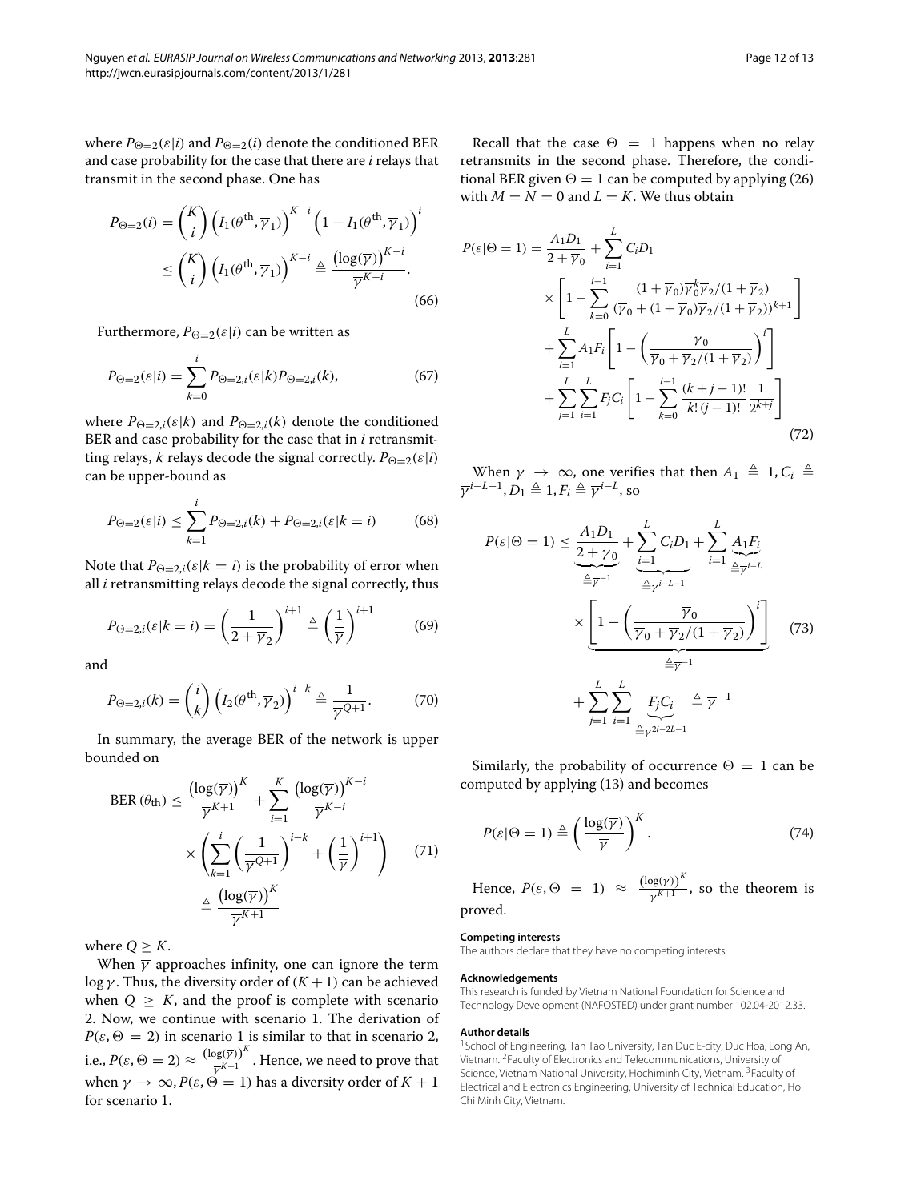where $P_{\Theta=2}(\varepsilon|i)$ and $P_{\Theta=2}(i)$ denote the conditioned BER and case probability for the case that there are $i$ relays that transmit in the second phase. One has

$$
\begin{aligned}
P_{\Theta=2}(i) &= \binom{K}{i}\left(I_1(\theta^{\text{th}},\overline{\gamma}_1)\right)^{K-i}\left(1-I_1(\theta^{\text{th}},\overline{\gamma}_1)\right)^{i} \\
&\leq \binom{K}{i}\left(I_1(\theta^{\text{th}},\overline{\gamma}_1)\right)^{K-i} \triangleq \frac{\left(\log(\overline{\gamma})\right)^{K-i}}{\overline{\gamma}^{K-i}}.
\end{aligned}
\tag{66}
$$

Furthermore, $P_{\Theta=2}(\varepsilon|i)$ can be written as

$$
P_{\Theta=2}(\varepsilon|i) = \sum_{k=0}^{i} P_{\Theta=2,i}(\varepsilon|k)P_{\Theta=2,i}(k), \tag{67}
$$

where $P_{\Theta=2,i}(\varepsilon|k)$ and $P_{\Theta=2,i}(k)$ denote the conditioned BER and case probability for the case that in $i$ retransmitting relays, $k$ relays decode the signal correctly. $P_{\Theta=2}(\varepsilon|i)$ can be upper-bound as

$$
P_{\Theta=2}(\varepsilon|i) \leq \sum_{k=1}^{i} P_{\Theta=2,i}(k) + P_{\Theta=2,i}(\varepsilon|k=i) \tag{68}
$$

Note that $P_{\Theta=2,i}(\varepsilon|k=i)$ is the probability of error when all $i$ retransmitting relays decode the signal correctly, thus

$$
P_{\Theta=2,i}(\varepsilon|k=i) = \left(\frac{1}{2+\overline{\gamma}_2}\right)^{i+1} \triangleq \left(\frac{1}{\overline{\gamma}}\right)^{i+1} \tag{69}
$$

and

$$
P_{\Theta=2,i}(k) = \binom{i}{k}\left(I_2(\theta^{\text{th}},\overline{\gamma}_2)\right)^{i-k} \triangleq \frac{1}{\overline{\gamma}^{Q+1}}. \tag{70}
$$

In summary, the average BER of the network is upper bounded on

$$
\begin{aligned}
\text{BER}\,(\theta_{\text{th}}) &\leq \frac{\left(\log(\overline{\gamma})\right)^{K}}{\overline{\gamma}^{K+1}} + \sum_{i=1}^{K}\frac{\left(\log(\overline{\gamma})\right)^{K-i}}{\overline{\gamma}^{K-i}} \\
&\quad \times \left(\sum_{k=1}^{i}\left(\frac{1}{\overline{\gamma}^{Q+1}}\right)^{i-k} + \left(\frac{1}{\overline{\gamma}}\right)^{i+1}\right) \\
&\triangleq \frac{\left(\log(\overline{\gamma})\right)^{K}}{\overline{\gamma}^{K+1}}
\end{aligned}
\tag{71}
$$

where $Q \geq K$.

When $\overline{\gamma}$ approaches infinity, one can ignore the term $\log\gamma$. Thus, the diversity order of $(K+1)$ can be achieved when $Q \geq K$, and the proof is complete with scenario 2. Now, we continue with scenario 1. The derivation of $P(\varepsilon,\Theta=2)$ in scenario 1 is similar to that in scenario 2, i.e., $P(\varepsilon,\Theta=2) \approx \frac{(\log(\overline{\gamma}))^K}{\overline{\gamma}^{K+1}}$. Hence, we need to prove that when $\gamma \to \infty$, $P(\varepsilon,\Theta=1)$ has a diversity order of $K+1$ for scenario 1.

Recall that the case $\Theta = 1$ happens when no relay retransmits in the second phase. Therefore, the conditional BER given $\Theta = 1$ can be computed by applying (26) with $M = N = 0$ and $L = K$. We thus obtain

$$
\begin{aligned}
P(\varepsilon|\Theta=1) &= \frac{A_1D_1}{2+\overline{\gamma}_0} + \sum_{i=1}^{L} C_iD_1 \\
&\quad \times \left[1 - \sum_{k=0}^{i-1}\frac{(1+\overline{\gamma}_0)\overline{\gamma}_0^k\overline{\gamma}_2/(1+\overline{\gamma}_2)}{(\overline{\gamma}_0+(1+\overline{\gamma}_0)\overline{\gamma}_2/(1+\overline{\gamma}_2))^{k+1}}\right] \\
&\quad + \sum_{i=1}^{L} A_1F_i\left[1-\left(\frac{\overline{\gamma}_0}{\overline{\gamma}_0+\overline{\gamma}_2/(1+\overline{\gamma}_2)}\right)^{i}\right] \\
&\quad + \sum_{j=1}^{L}\sum_{i=1}^{L} F_jC_i\left[1-\sum_{k=0}^{i-1}\frac{(k+j-1)!}{k!\,(j-1)!}\frac{1}{2^{k+j}}\right]
\end{aligned}
\tag{72}
$$

When $\overline{\gamma} \to \infty$, one verifies that then $A_1 \triangleq 1, C_i \triangleq \overline{\gamma}^{i-L-1}, D_1 \triangleq 1, F_i \triangleq \overline{\gamma}^{i-L}$, so

$$
\begin{aligned}
P(\varepsilon|\Theta=1) &\leq \underbrace{\frac{A_1D_1}{2+\overline{\gamma}_0}}_{\triangleq\overline{\gamma}^{-1}} + \underbrace{\sum_{i=1}^{L} C_iD_1}_{\triangleq\overline{\gamma}^{i-L-1}} + \sum_{i=1}^{L}\underbrace{A_1F_i}_{\triangleq\overline{\gamma}^{i-L}} \\
&\quad \times \underbrace{\left[1-\left(\frac{\overline{\gamma}_0}{\overline{\gamma}_0+\overline{\gamma}_2/(1+\overline{\gamma}_2)}\right)^{i}\right]}_{\triangleq\overline{\gamma}^{-1}} \\
&\quad + \sum_{j=1}^{L}\sum_{i=1}^{L}\underbrace{F_jC_i}_{\triangleq\gamma^{2i-2L-1}} \triangleq \overline{\gamma}^{-1}
\end{aligned}
\tag{73}
$$

Similarly, the probability of occurrence $\Theta = 1$ can be computed by applying (13) and becomes

$$
P(\varepsilon|\Theta=1) \triangleq \left(\frac{\log(\overline{\gamma})}{\overline{\gamma}}\right)^{K}. \tag{74}
$$

Hence, $P(\varepsilon,\Theta=1) \approx \frac{(\log(\overline{\gamma}))^K}{\overline{\gamma}^{K+1}}$, so the theorem is proved.

#### Competing interests

The authors declare that they have no competing interests.

#### Acknowledgements

This research is funded by Vietnam National Foundation for Science and Technology Development (NAFOSTED) under grant number 102.04-2012.33.

#### Author details

[1]School of Engineering, Tan Tao University, Tan Duc E-city, Duc Hoa, Long An, Vietnam. [2]Faculty of Electronics and Telecommunications, University of Science, Vietnam National University, Hochiminh City, Vietnam. [3]Faculty of Electrical and Electronics Engineering, University of Technical Education, Ho Chi Minh City, Vietnam.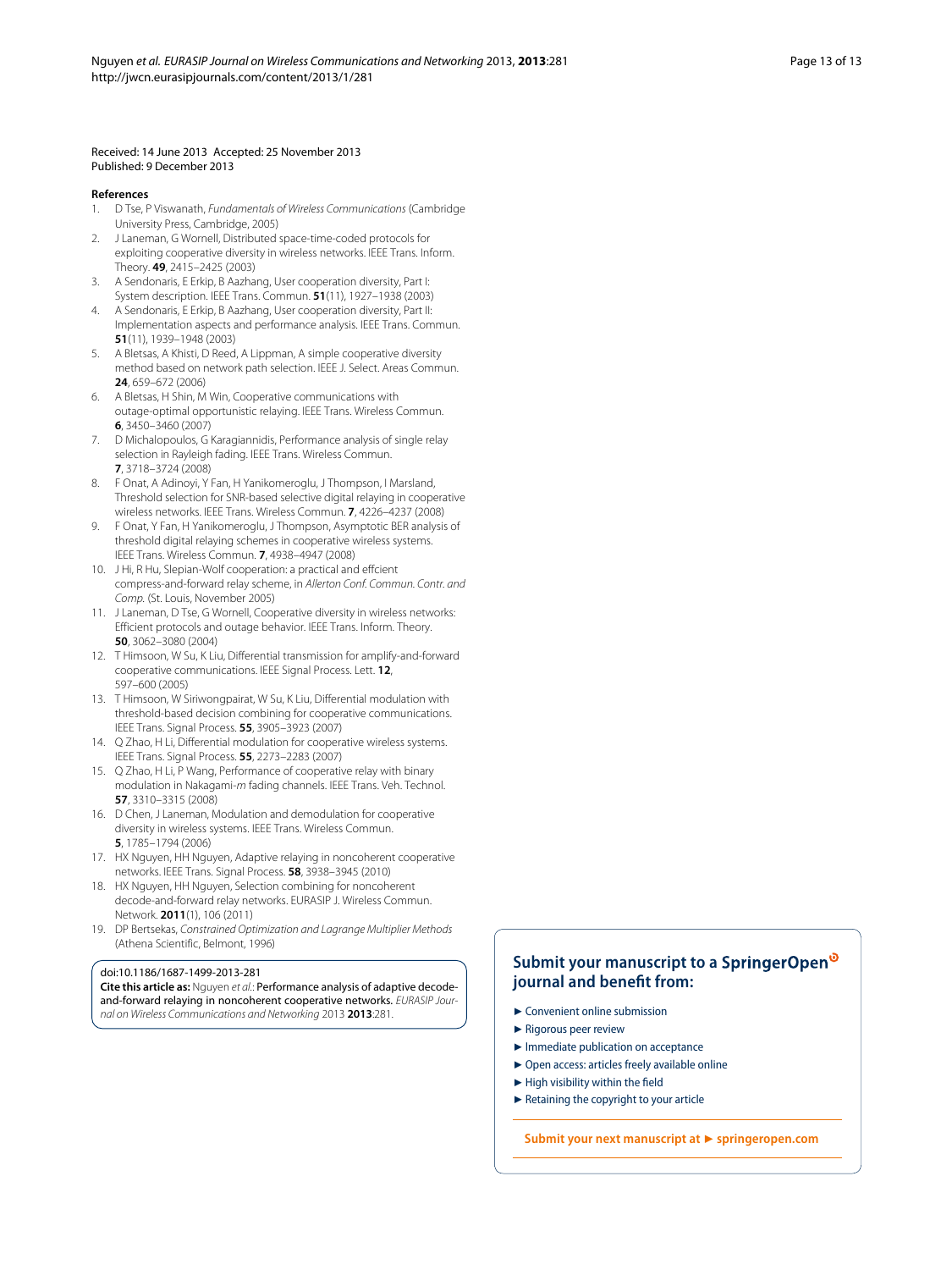Received: 14 June 2013 Accepted: 25 November 2013
Published: 9 December 2013

### References

1. D Tse, P Viswanath, *Fundamentals of Wireless Communications* (Cambridge University Press, Cambridge, 2005)
2. J Laneman, G Wornell, Distributed space-time-coded protocols for exploiting cooperative diversity in wireless networks. IEEE Trans. Inform. Theory. **49**, 2415–2425 (2003)
3. A Sendonaris, E Erkip, B Aazhang, User cooperation diversity, Part I: System description. IEEE Trans. Commun. **51**(11), 1927–1938 (2003)
4. A Sendonaris, E Erkip, B Aazhang, User cooperation diversity, Part II: Implementation aspects and performance analysis. IEEE Trans. Commun. **51**(11), 1939–1948 (2003)
5. A Bletsas, A Khisti, D Reed, A Lippman, A simple cooperative diversity method based on network path selection. IEEE J. Select. Areas Commun. **24**, 659–672 (2006)
6. A Bletsas, H Shin, M Win, Cooperative communications with outage-optimal opportunistic relaying. IEEE Trans. Wireless Commun. **6**, 3450–3460 (2007)
7. D Michalopoulos, G Karagiannidis, Performance analysis of single relay selection in Rayleigh fading. IEEE Trans. Wireless Commun. **7**, 3718–3724 (2008)
8. F Onat, A Adinoyi, Y Fan, H Yanikomeroglu, J Thompson, I Marsland, Threshold selection for SNR-based selective digital relaying in cooperative wireless networks. IEEE Trans. Wireless Commun. **7**, 4226–4237 (2008)
9. F Onat, Y Fan, H Yanikomeroglu, J Thompson, Asymptotic BER analysis of threshold digital relaying schemes in cooperative wireless systems. IEEE Trans. Wireless Commun. **7**, 4938–4947 (2008)
10. J Hi, R Hu, Slepian-Wolf cooperation: a practical and effcient compress-and-forward relay scheme, in *Allerton Conf. Commun. Contr. and Comp.* (St. Louis, November 2005)
11. J Laneman, D Tse, G Wornell, Cooperative diversity in wireless networks: Efficient protocols and outage behavior. IEEE Trans. Inform. Theory. **50**, 3062–3080 (2004)
12. T Himsoon, W Su, K Liu, Differential transmission for amplify-and-forward cooperative communications. IEEE Signal Process. Lett. **12**, 597–600 (2005)
13. T Himsoon, W Siriwongpairat, W Su, K Liu, Differential modulation with threshold-based decision combining for cooperative communications. IEEE Trans. Signal Process. **55**, 3905–3923 (2007)
14. Q Zhao, H Li, Differential modulation for cooperative wireless systems. IEEE Trans. Signal Process. **55**, 2273–2283 (2007)
15. Q Zhao, H Li, P Wang, Performance of cooperative relay with binary modulation in Nakagami-*m* fading channels. IEEE Trans. Veh. Technol. **57**, 3310–3315 (2008)
16. D Chen, J Laneman, Modulation and demodulation for cooperative diversity in wireless systems. IEEE Trans. Wireless Commun. **5**, 1785–1794 (2006)
17. HX Nguyen, HH Nguyen, Adaptive relaying in noncoherent cooperative networks. IEEE Trans. Signal Process. **58**, 3938–3945 (2010)
18. HX Nguyen, HH Nguyen, Selection combining for noncoherent decode-and-forward relay networks. EURASIP J. Wireless Commun. Network. **2011**(1), 106 (2011)
19. DP Bertsekas, *Constrained Optimization and Lagrange Multiplier Methods* (Athena Scientific, Belmont, 1996)

doi:10.1186/1687-1499-2013-281
**Cite this article as:** Nguyen *et al.*: Performance analysis of adaptive decode-and-forward relaying in noncoherent cooperative networks. *EURASIP Journal on Wireless Communications and Networking* 2013 **2013**:281.

**Submit your manuscript to a SpringerOpen journal and benefit from:**

- ► Convenient online submission
- ► Rigorous peer review
- ► Immediate publication on acceptance
- ► Open access: articles freely available online
- ► High visibility within the field
- ► Retaining the copyright to your article

**Submit your next manuscript at ► springeropen.com**